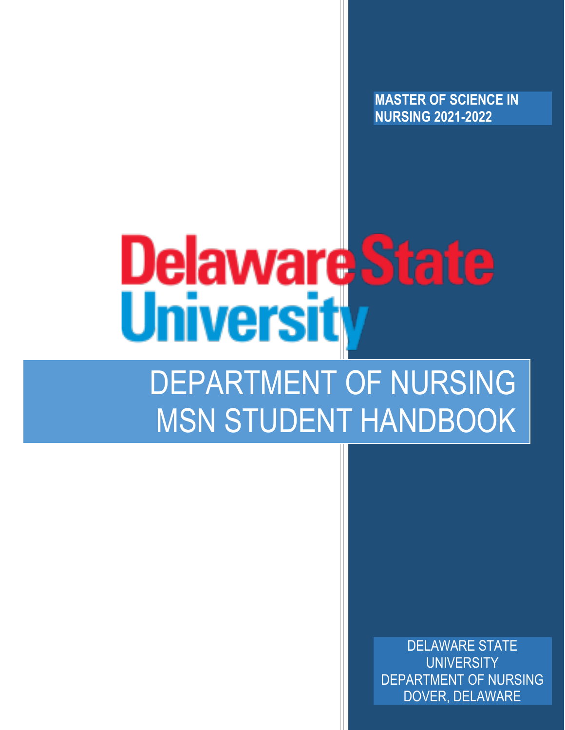**MASTER OF SCIENCE IN NURSING 2021-2022**

Delaware State University

# DEPARTMENT OF NURSING MSN STUDENT HANDBOOK

DELAWARE STATE UNIVERSITY
DEPARTMENT OF NURSING
DOVER, DELAWARE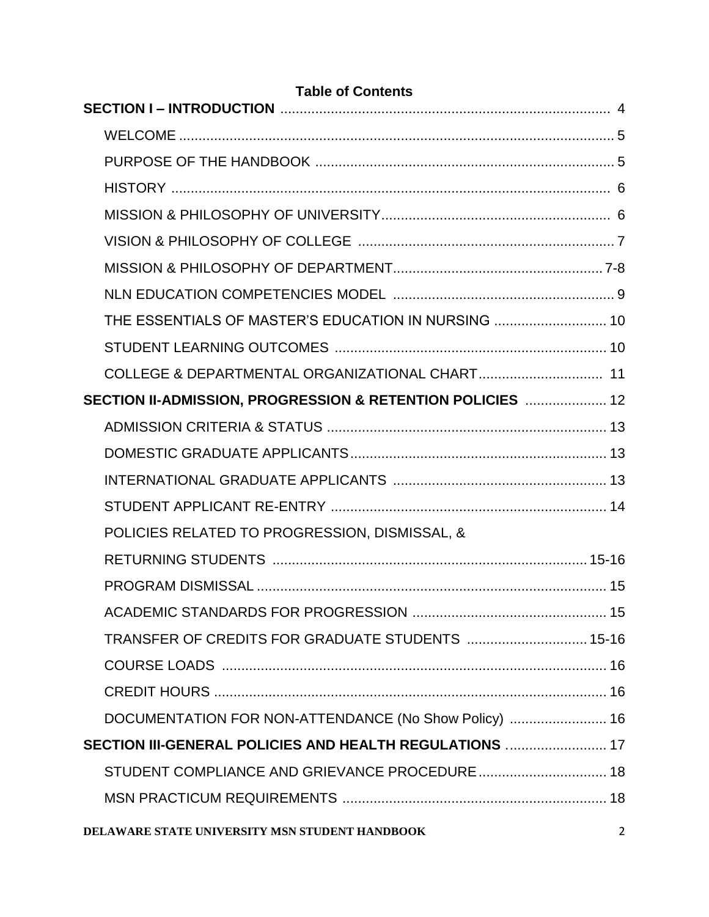# Table of Contents

**SECTION I – INTRODUCTION** ........................................................................................ 4

- WELCOME ................................................................................................................ 5
- PURPOSE OF THE HANDBOOK .............................................................................. 5
- HISTORY .................................................................................................................. 6
- MISSION & PHILOSOPHY OF UNIVERSITY.......................................................... 6
- VISION & PHILOSOPHY OF COLLEGE .................................................................. 7
- MISSION & PHILOSOPHY OF DEPARTMENT...................................................... 7-8
- NLN EDUCATION COMPETENCIES MODEL ......................................................... 9
- THE ESSENTIALS OF MASTER'S EDUCATION IN NURSING ............................. 10
- STUDENT LEARNING OUTCOMES ...................................................................... 10
- COLLEGE & DEPARTMENTAL ORGANIZATIONAL CHART................................. 11

**SECTION II-ADMISSION, PROGRESSION & RETENTION POLICIES** ..................... 12

- ADMISSION CRITERIA & STATUS ........................................................................ 13
- DOMESTIC GRADUATE APPLICANTS.................................................................. 13
- INTERNATIONAL GRADUATE APPLICANTS ....................................................... 13
- STUDENT APPLICANT RE-ENTRY ....................................................................... 14
- POLICIES RELATED TO PROGRESSION, DISMISSAL, & RETURNING STUDENTS ................................................................................. 15-16
- PROGRAM DISMISSAL .......................................................................................... 15
- ACADEMIC STANDARDS FOR PROGRESSION .................................................. 15
- TRANSFER OF CREDITS FOR GRADUATE STUDENTS ............................... 15-16
- COURSE LOADS .................................................................................................... 16
- CREDIT HOURS ..................................................................................................... 16
- DOCUMENTATION FOR NON-ATTENDANCE (No Show Policy) ......................... 16

**SECTION III-GENERAL POLICIES AND HEALTH REGULATIONS** .......................... 17

- STUDENT COMPLIANCE AND GRIEVANCE PROCEDURE................................. 18
- MSN PRACTICUM REQUIREMENTS .................................................................... 18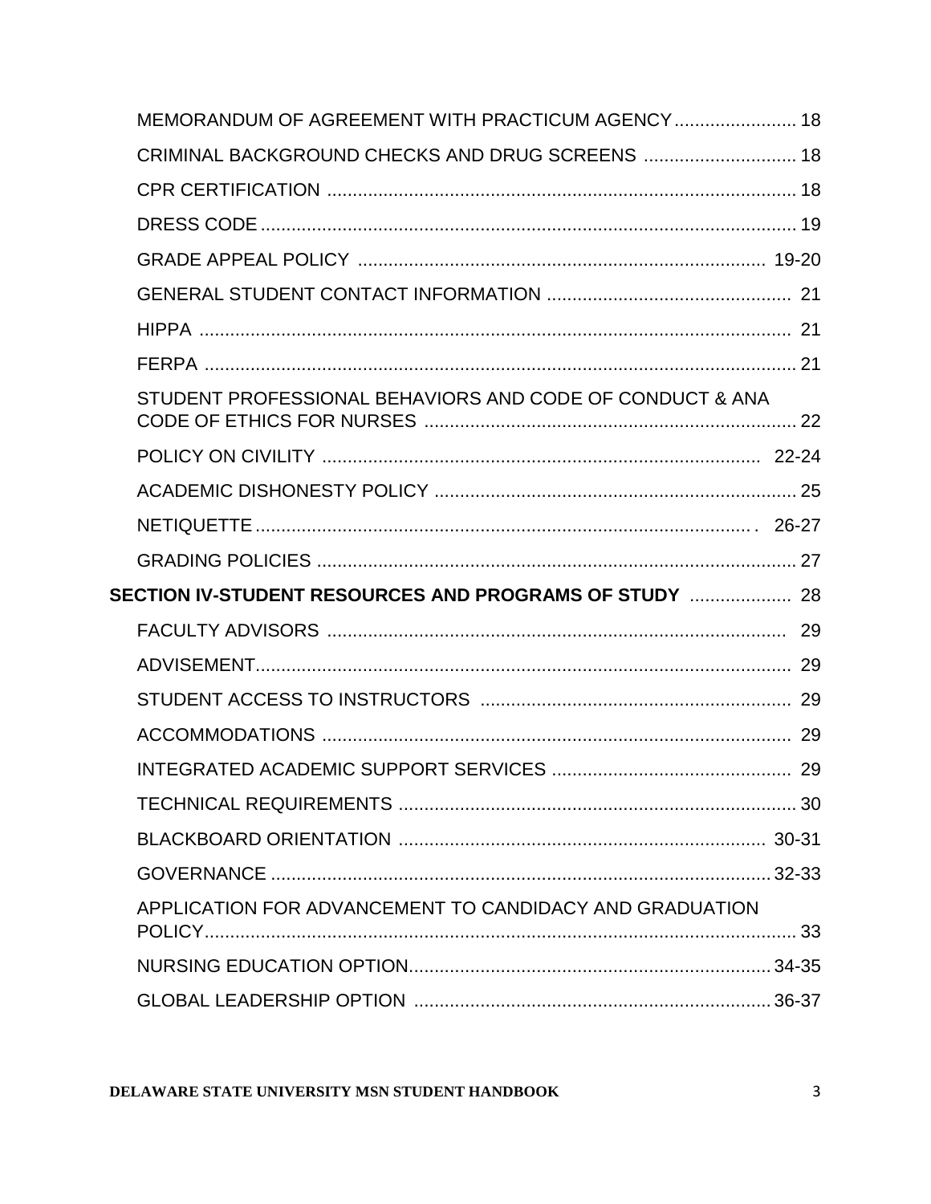MEMORANDUM OF AGREEMENT WITH PRACTICUM AGENCY ........................ 18

CRIMINAL BACKGROUND CHECKS AND DRUG SCREENS .............................. 18

CPR CERTIFICATION ........................................................................................... 18

DRESS CODE ......................................................................................................... 19

GRADE APPEAL POLICY ................................................................................ 19-20

GENERAL STUDENT CONTACT INFORMATION ................................................ 21

HIPPA ................................................................................................................... 21

FERPA ................................................................................................................... 21

STUDENT PROFESSIONAL BEHAVIORS AND CODE OF CONDUCT & ANA CODE OF ETHICS FOR NURSES ......................................................................... 22

POLICY ON CIVILITY ...................................................................................... 22-24

ACADEMIC DISHONESTY POLICY ....................................................................... 25

NETIQUETTE .................................................................................................. 26-27

GRADING POLICIES ............................................................................................. 27

**SECTION IV-STUDENT RESOURCES AND PROGRAMS OF STUDY .................... 28**

FACULTY ADVISORS ........................................................................................... 29

ADVISEMENT......................................................................................................... 29

STUDENT ACCESS TO INSTRUCTORS ............................................................. 29

ACCOMMODATIONS ............................................................................................ 29

INTEGRATED ACADEMIC SUPPORT SERVICES ............................................... 29

TECHNICAL REQUIREMENTS ............................................................................. 30

BLACKBOARD ORIENTATION ........................................................................ 30-31

GOVERNANCE ................................................................................................. 32-33

APPLICATION FOR ADVANCEMENT TO CANDIDACY AND GRADUATION POLICY................................................................................................................... 33

NURSING EDUCATION OPTION..................................................................... 34-35

GLOBAL LEADERSHIP OPTION ..................................................................... 36-37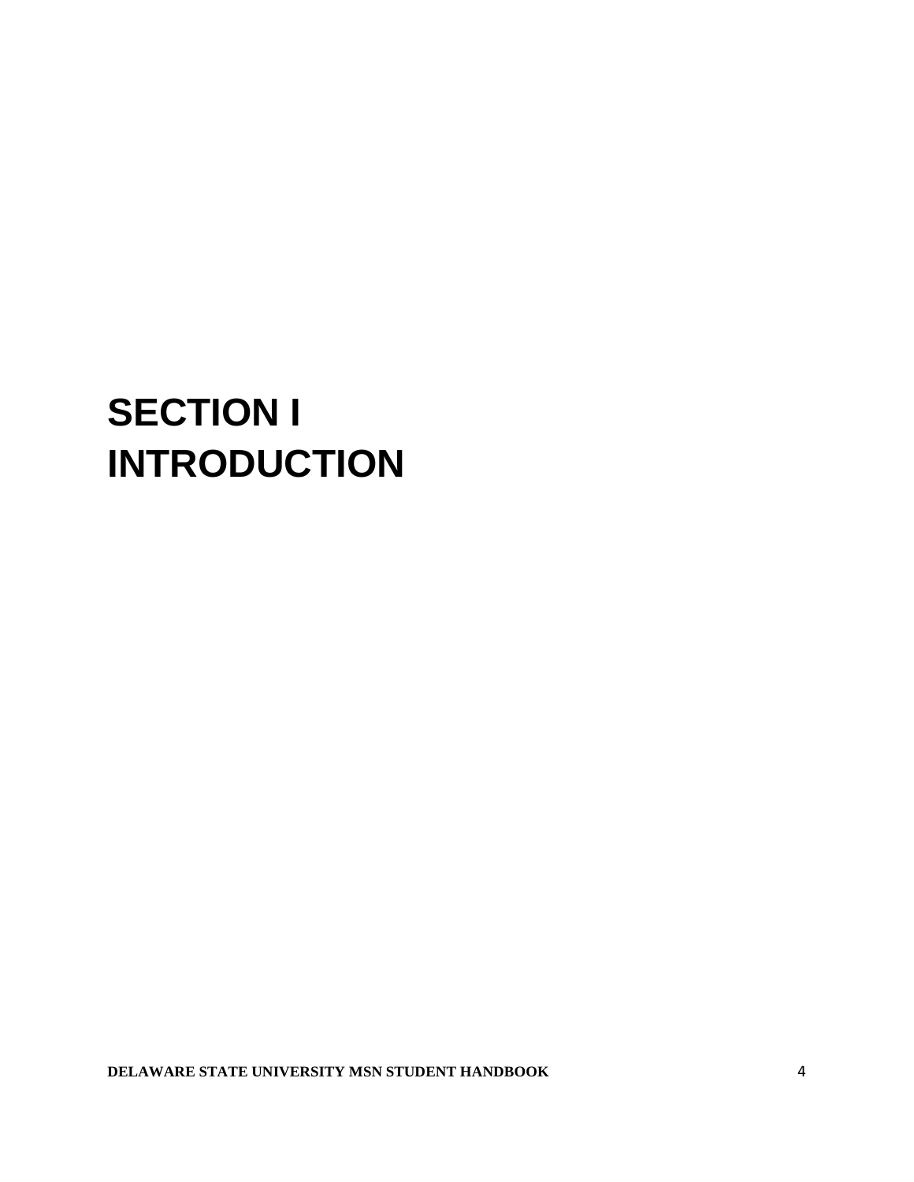# SECTION I INTRODUCTION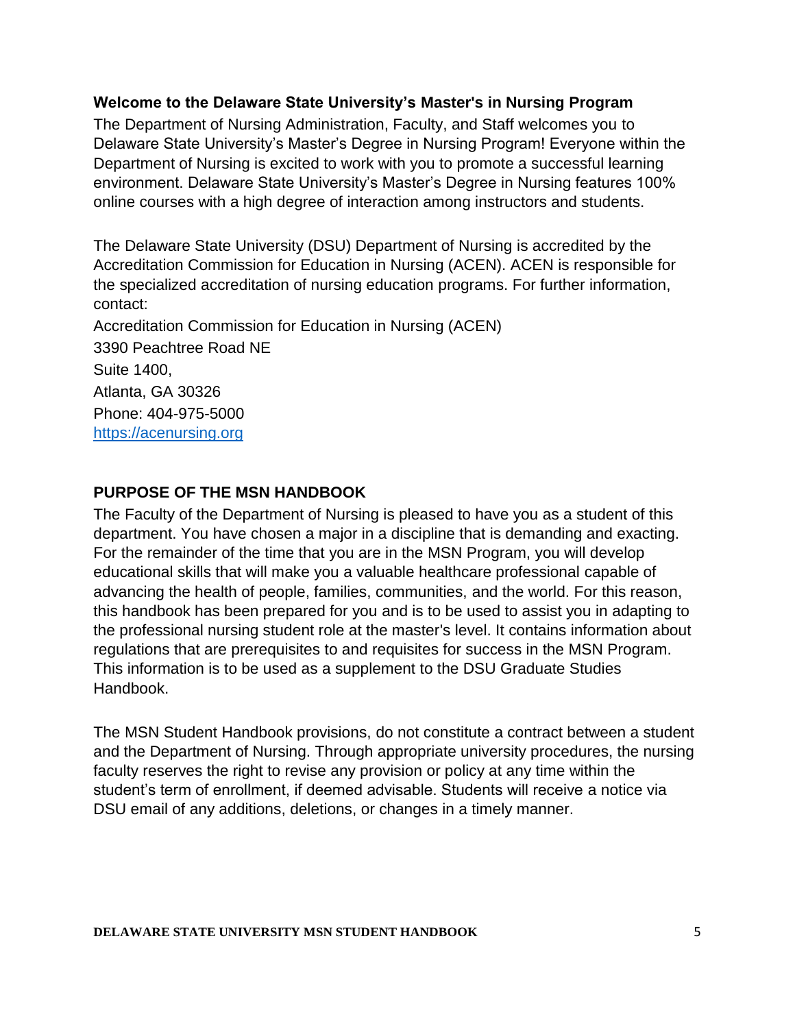## Welcome to the Delaware State University's Master's in Nursing Program

The Department of Nursing Administration, Faculty, and Staff welcomes you to Delaware State University's Master's Degree in Nursing Program! Everyone within the Department of Nursing is excited to work with you to promote a successful learning environment. Delaware State University's Master's Degree in Nursing features 100% online courses with a high degree of interaction among instructors and students.

The Delaware State University (DSU) Department of Nursing is accredited by the Accreditation Commission for Education in Nursing (ACEN). ACEN is responsible for the specialized accreditation of nursing education programs. For further information, contact:

Accreditation Commission for Education in Nursing (ACEN)
3390 Peachtree Road NE
Suite 1400,
Atlanta, GA 30326
Phone: 404-975-5000
https://acenursing.org

## PURPOSE OF THE MSN HANDBOOK

The Faculty of the Department of Nursing is pleased to have you as a student of this department. You have chosen a major in a discipline that is demanding and exacting. For the remainder of the time that you are in the MSN Program, you will develop educational skills that will make you a valuable healthcare professional capable of advancing the health of people, families, communities, and the world. For this reason, this handbook has been prepared for you and is to be used to assist you in adapting to the professional nursing student role at the master's level. It contains information about regulations that are prerequisites to and requisites for success in the MSN Program. This information is to be used as a supplement to the DSU Graduate Studies Handbook.

The MSN Student Handbook provisions, do not constitute a contract between a student and the Department of Nursing. Through appropriate university procedures, the nursing faculty reserves the right to revise any provision or policy at any time within the student's term of enrollment, if deemed advisable. Students will receive a notice via DSU email of any additions, deletions, or changes in a timely manner.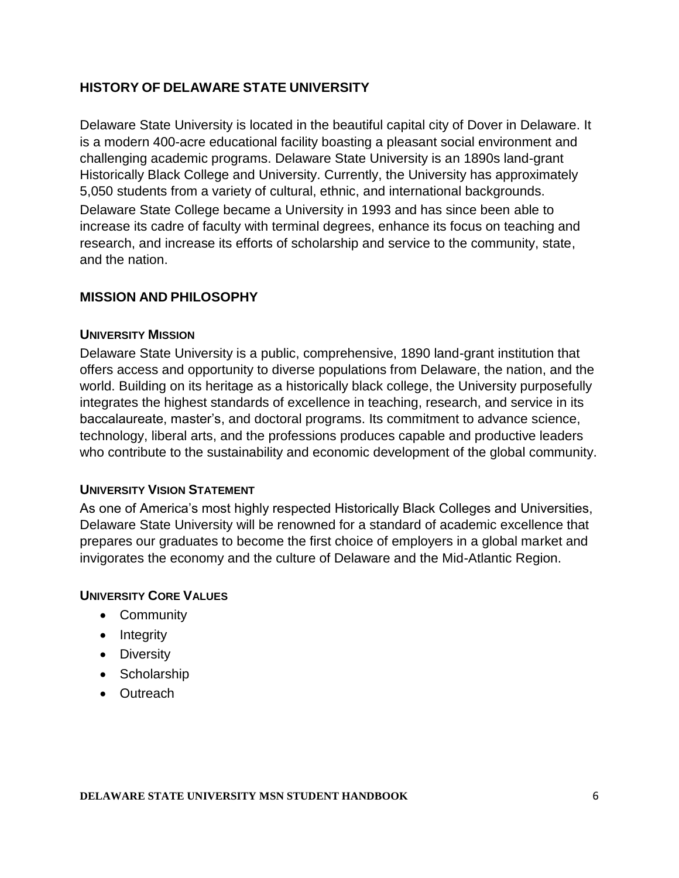## HISTORY OF DELAWARE STATE UNIVERSITY

Delaware State University is located in the beautiful capital city of Dover in Delaware. It is a modern 400-acre educational facility boasting a pleasant social environment and challenging academic programs. Delaware State University is an 1890s land-grant Historically Black College and University. Currently, the University has approximately 5,050 students from a variety of cultural, ethnic, and international backgrounds. Delaware State College became a University in 1993 and has since been able to increase its cadre of faculty with terminal degrees, enhance its focus on teaching and research, and increase its efforts of scholarship and service to the community, state, and the nation.

## MISSION AND PHILOSOPHY

### UNIVERSITY MISSION

Delaware State University is a public, comprehensive, 1890 land-grant institution that offers access and opportunity to diverse populations from Delaware, the nation, and the world. Building on its heritage as a historically black college, the University purposefully integrates the highest standards of excellence in teaching, research, and service in its baccalaureate, master's, and doctoral programs. Its commitment to advance science, technology, liberal arts, and the professions produces capable and productive leaders who contribute to the sustainability and economic development of the global community.

### UNIVERSITY VISION STATEMENT

As one of America's most highly respected Historically Black Colleges and Universities, Delaware State University will be renowned for a standard of academic excellence that prepares our graduates to become the first choice of employers in a global market and invigorates the economy and the culture of Delaware and the Mid-Atlantic Region.

### UNIVERSITY CORE VALUES

- Community
- Integrity
- Diversity
- Scholarship
- Outreach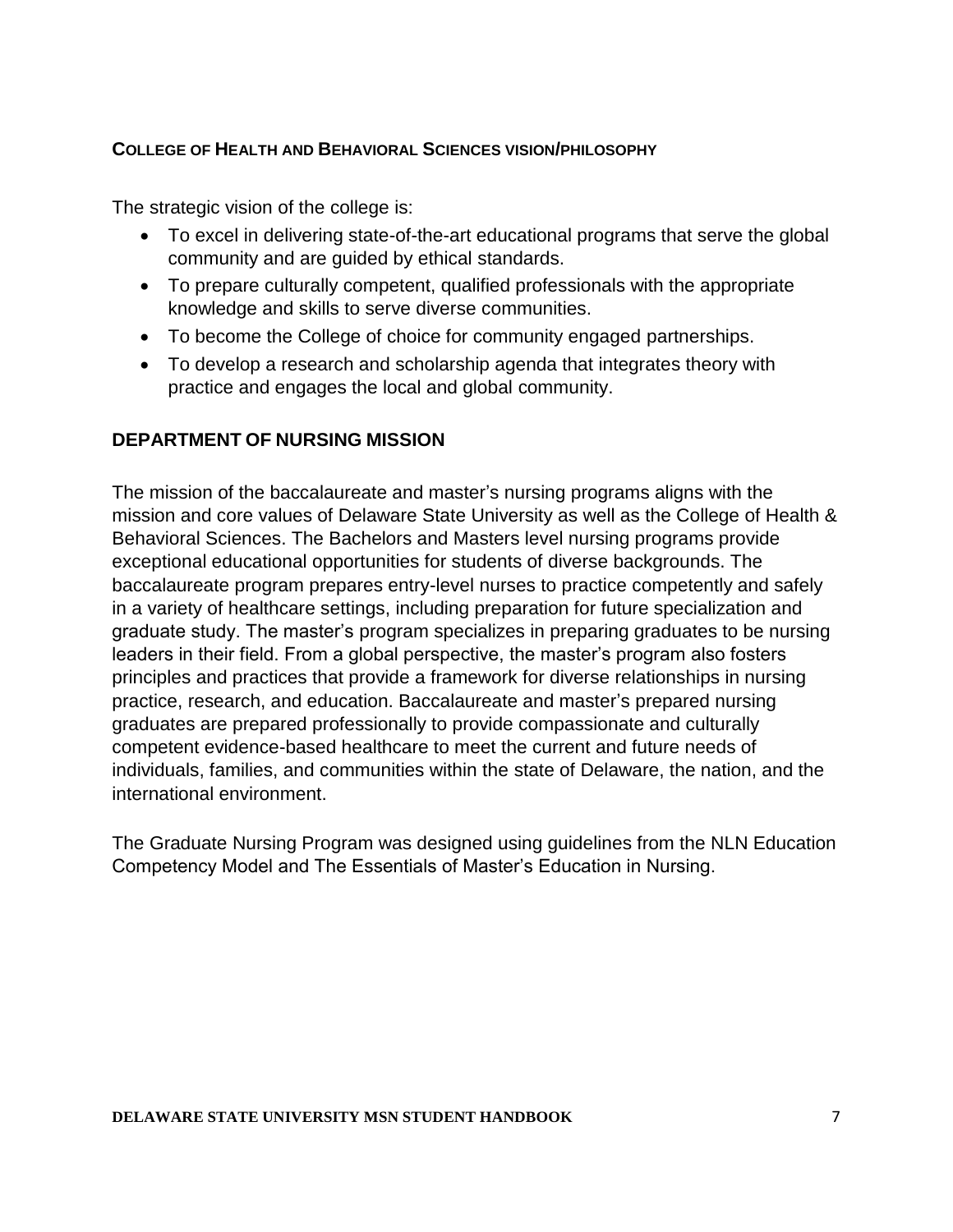## COLLEGE OF HEALTH AND BEHAVIORAL SCIENCES VISION/PHILOSOPHY

The strategic vision of the college is:

- To excel in delivering state-of-the-art educational programs that serve the global community and are guided by ethical standards.
- To prepare culturally competent, qualified professionals with the appropriate knowledge and skills to serve diverse communities.
- To become the College of choice for community engaged partnerships.
- To develop a research and scholarship agenda that integrates theory with practice and engages the local and global community.

## DEPARTMENT OF NURSING MISSION

The mission of the baccalaureate and master's nursing programs aligns with the mission and core values of Delaware State University as well as the College of Health & Behavioral Sciences. The Bachelors and Masters level nursing programs provide exceptional educational opportunities for students of diverse backgrounds. The baccalaureate program prepares entry-level nurses to practice competently and safely in a variety of healthcare settings, including preparation for future specialization and graduate study. The master's program specializes in preparing graduates to be nursing leaders in their field. From a global perspective, the master's program also fosters principles and practices that provide a framework for diverse relationships in nursing practice, research, and education. Baccalaureate and master's prepared nursing graduates are prepared professionally to provide compassionate and culturally competent evidence-based healthcare to meet the current and future needs of individuals, families, and communities within the state of Delaware, the nation, and the international environment.

The Graduate Nursing Program was designed using guidelines from the NLN Education Competency Model and The Essentials of Master's Education in Nursing.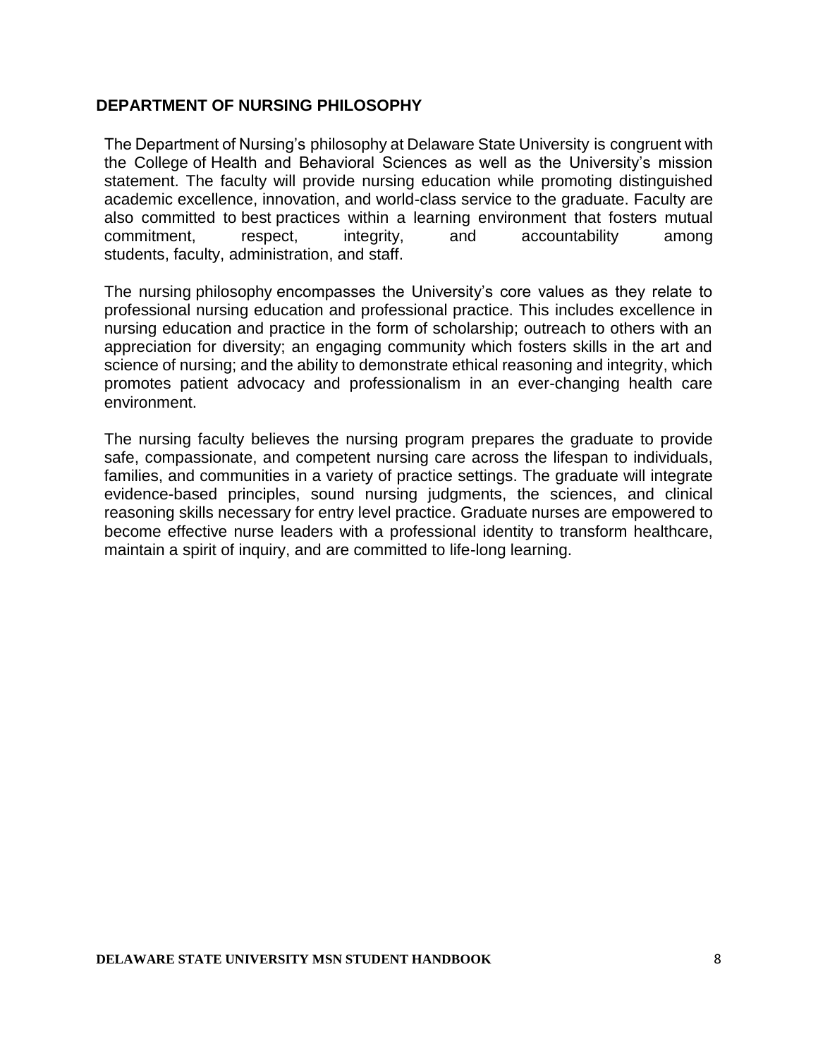## DEPARTMENT OF NURSING PHILOSOPHY

The Department of Nursing's philosophy at Delaware State University is congruent with the College of Health and Behavioral Sciences as well as the University's mission statement. The faculty will provide nursing education while promoting distinguished academic excellence, innovation, and world-class service to the graduate. Faculty are also committed to best practices within a learning environment that fosters mutual commitment, respect, integrity, and accountability among students, faculty, administration, and staff.

The nursing philosophy encompasses the University's core values as they relate to professional nursing education and professional practice. This includes excellence in nursing education and practice in the form of scholarship; outreach to others with an appreciation for diversity; an engaging community which fosters skills in the art and science of nursing; and the ability to demonstrate ethical reasoning and integrity, which promotes patient advocacy and professionalism in an ever-changing health care environment.

The nursing faculty believes the nursing program prepares the graduate to provide safe, compassionate, and competent nursing care across the lifespan to individuals, families, and communities in a variety of practice settings. The graduate will integrate evidence-based principles, sound nursing judgments, the sciences, and clinical reasoning skills necessary for entry level practice. Graduate nurses are empowered to become effective nurse leaders with a professional identity to transform healthcare, maintain a spirit of inquiry, and are committed to life-long learning.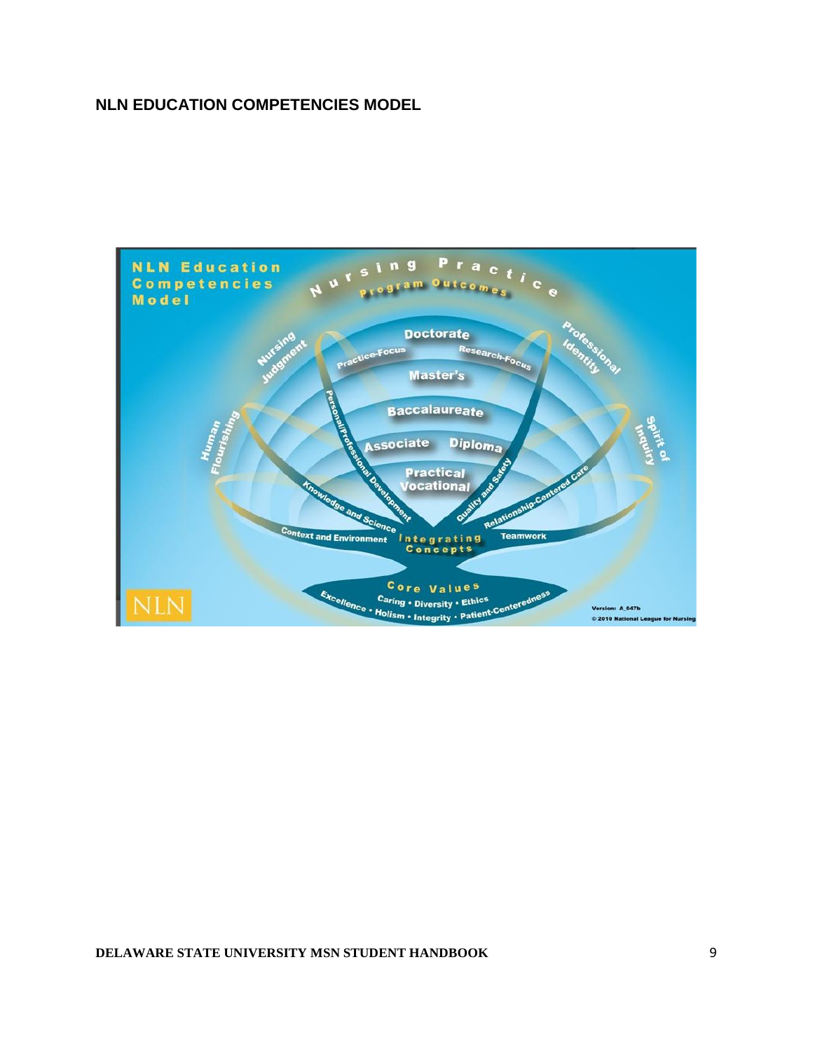## NLN EDUCATION COMPETENCIES MODEL

NLN Education Competencies Model

Nursing Practice

Program Outcomes

Doctorate

Practice-Focus

Research-Focus

Master's

Baccalaureate

Associate

Diploma

Practical Vocational

Nursing Judgment

Professional Identity

Human Flourishing

Spirit of Inquiry

Personal/Professional Development

Knowledge and Science

Quality and Safety

Relationship-Centered Care

Context and Environment

Integrating Concepts

Teamwork

Core Values

Caring • Diversity • Ethics

Excellence • Holism • Integrity • Patient-Centeredness

NLN

Version: A_047b

© 2010 National League for Nursing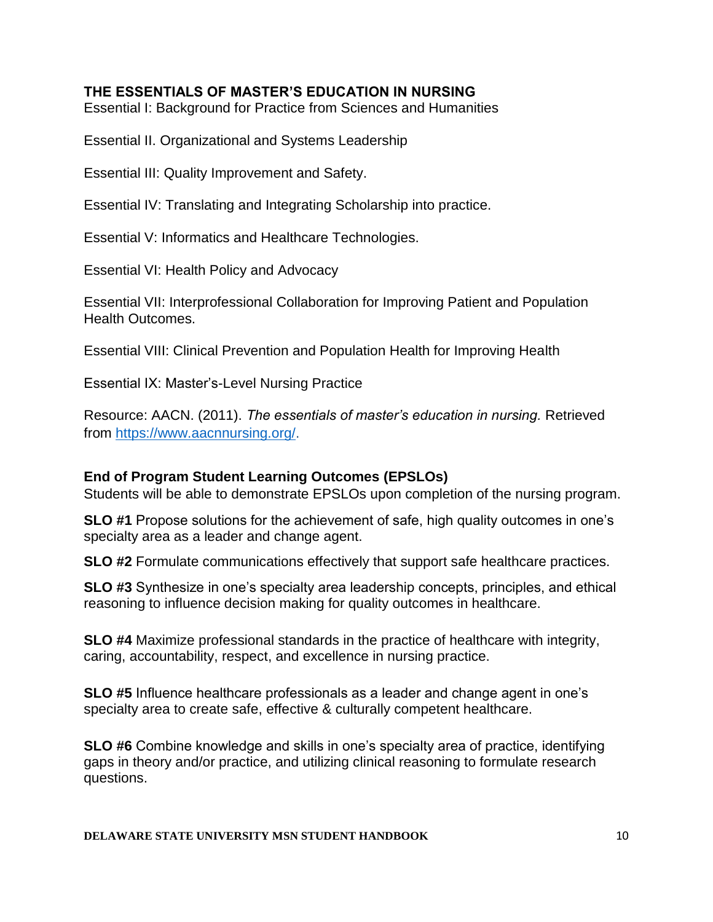## THE ESSENTIALS OF MASTER'S EDUCATION IN NURSING

Essential I: Background for Practice from Sciences and Humanities

Essential II. Organizational and Systems Leadership

Essential III: Quality Improvement and Safety.

Essential IV: Translating and Integrating Scholarship into practice.

Essential V: Informatics and Healthcare Technologies.

Essential VI: Health Policy and Advocacy

Essential VII: Interprofessional Collaboration for Improving Patient and Population Health Outcomes.

Essential VIII: Clinical Prevention and Population Health for Improving Health

Essential IX: Master's-Level Nursing Practice

Resource: AACN. (2011). *The essentials of master's education in nursing.* Retrieved from [https://www.aacnnursing.org/](https://www.aacnnursing.org/).

## End of Program Student Learning Outcomes (EPSLOs)

Students will be able to demonstrate EPSLOs upon completion of the nursing program.

**SLO #1** Propose solutions for the achievement of safe, high quality outcomes in one's specialty area as a leader and change agent.

**SLO #2** Formulate communications effectively that support safe healthcare practices.

**SLO #3** Synthesize in one's specialty area leadership concepts, principles, and ethical reasoning to influence decision making for quality outcomes in healthcare.

**SLO #4** Maximize professional standards in the practice of healthcare with integrity, caring, accountability, respect, and excellence in nursing practice.

**SLO #5** Influence healthcare professionals as a leader and change agent in one's specialty area to create safe, effective & culturally competent healthcare.

**SLO #6** Combine knowledge and skills in one's specialty area of practice, identifying gaps in theory and/or practice, and utilizing clinical reasoning to formulate research questions.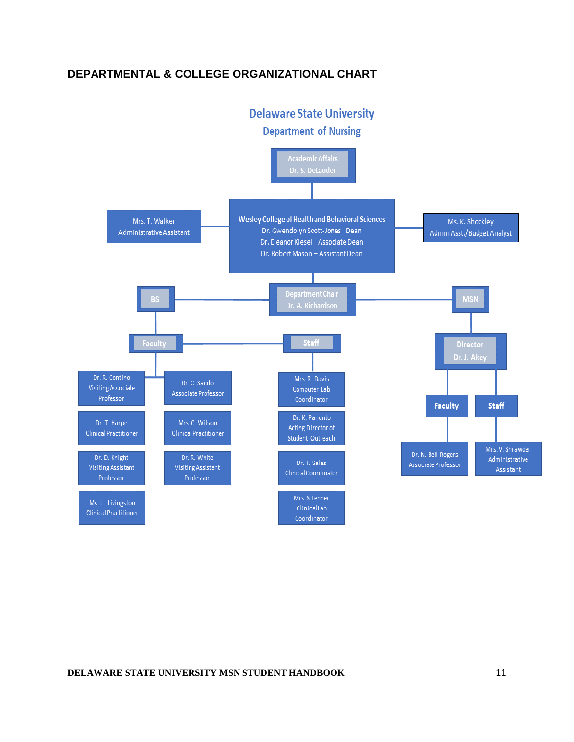## DEPARTMENTAL & COLLEGE ORGANIZATIONAL CHART

**Delaware State University**
**Department of Nursing**

- **Academic Affairs** – Dr. S. DeLauder
  - **Wesley College of Health and Behavioral Sciences**
    - Dr. Gwendolyn Scott-Jones – Dean
    - Dr. Eleanor Kiesel – Associate Dean
    - Dr. Robert Mason – Assistant Dean
    - Mrs. T. Walker – Administrative Assistant
    - Ms. K. Shockley – Admin Asst./Budget Analyst
    - **Department Chair** – Dr. A. Richardson
      - **BS**
        - **Faculty**
          - Dr. R. Contino – Visiting Associate Professor
          - Dr. C. Sando – Associate Professor
          - Dr. T. Harpe – Clinical Practitioner
          - Mrs. C. Wilson – Clinical Practitioner
          - Dr. D. Knight – Visiting Assistant Professor
          - Dr. R. White – Visiting Assistant Professor
          - Ms. L. Livingston – Clinical Practitioner
        - **Staff**
          - Mrs. R. Davis – Computer Lab Coordinator
          - Dr. K. Panunto – Acting Director of Student Outreach
          - Dr. T. Sales – Clinical Coordinator
          - Mrs. S. Tenner – Clinical Lab Coordinator
      - **MSN**
        - **Director** – Dr. J. Akey
          - **Faculty**
            - Dr. N. Bell-Rogers – Associate Professor
          - **Staff**
            - Mrs. V. Shrawder – Administrative Assistant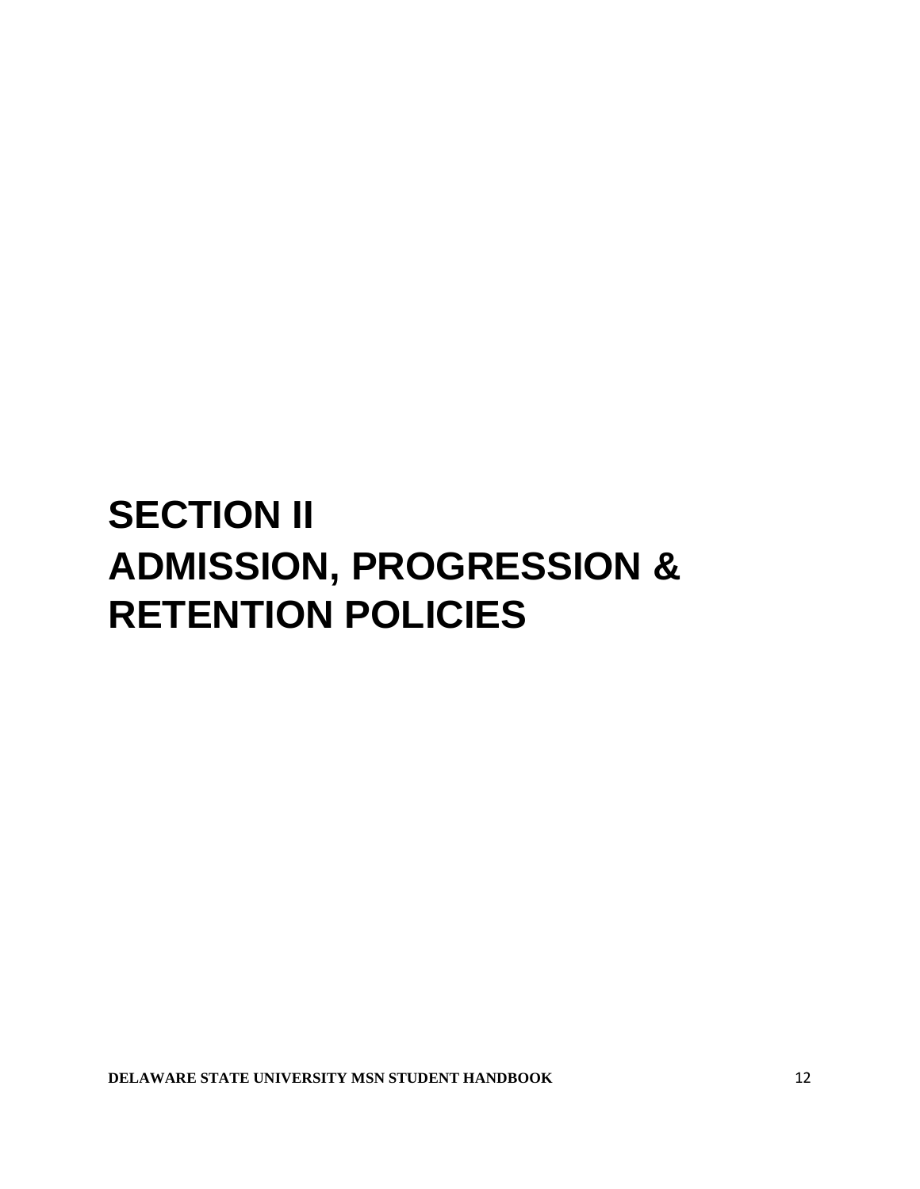# SECTION II
# ADMISSION, PROGRESSION & RETENTION POLICIES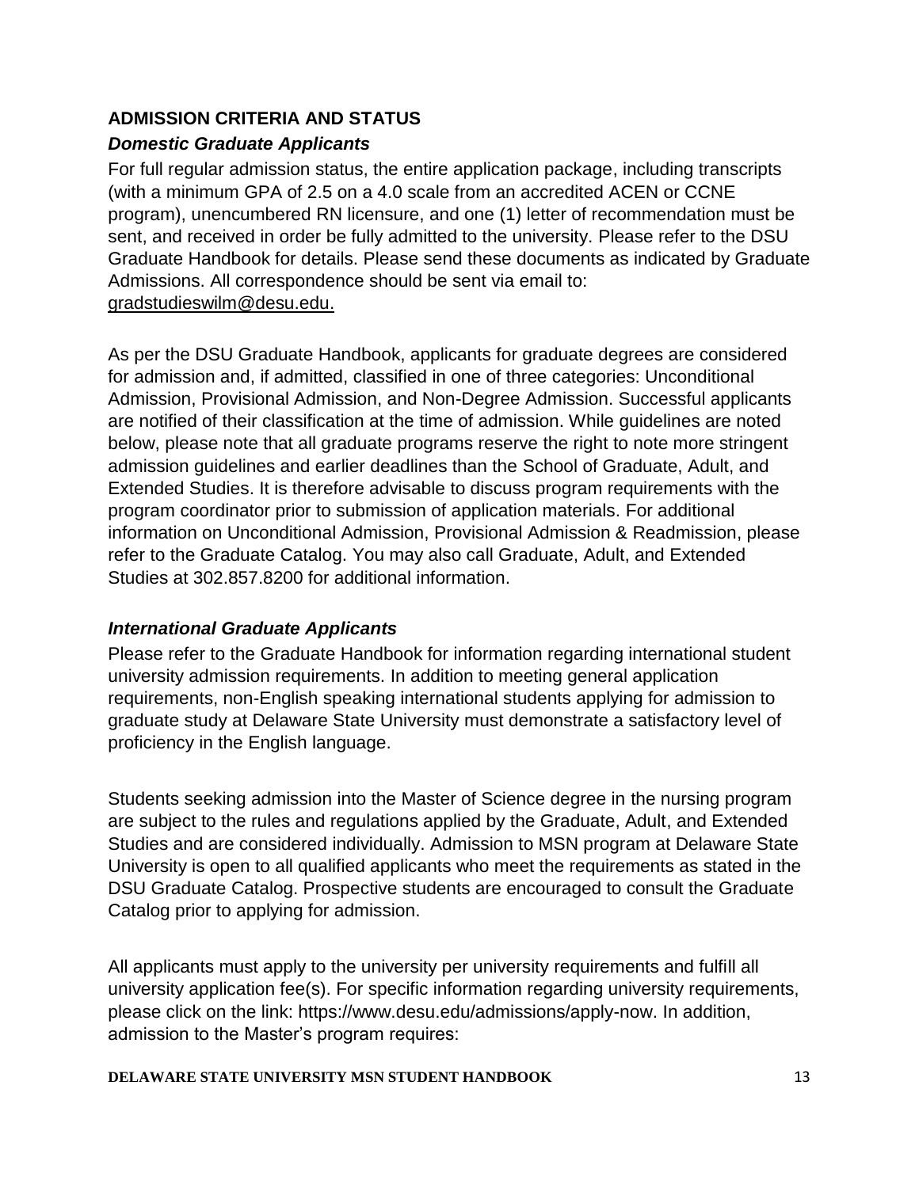## ADMISSION CRITERIA AND STATUS

### *Domestic Graduate Applicants*

For full regular admission status, the entire application package, including transcripts (with a minimum GPA of 2.5 on a 4.0 scale from an accredited ACEN or CCNE program), unencumbered RN licensure, and one (1) letter of recommendation must be sent, and received in order be fully admitted to the university. Please refer to the DSU Graduate Handbook for details. Please send these documents as indicated by Graduate Admissions. All correspondence should be sent via email to: gradstudieswilm@desu.edu.

As per the DSU Graduate Handbook, applicants for graduate degrees are considered for admission and, if admitted, classified in one of three categories: Unconditional Admission, Provisional Admission, and Non-Degree Admission. Successful applicants are notified of their classification at the time of admission. While guidelines are noted below, please note that all graduate programs reserve the right to note more stringent admission guidelines and earlier deadlines than the School of Graduate, Adult, and Extended Studies. It is therefore advisable to discuss program requirements with the program coordinator prior to submission of application materials. For additional information on Unconditional Admission, Provisional Admission & Readmission, please refer to the Graduate Catalog. You may also call Graduate, Adult, and Extended Studies at 302.857.8200 for additional information.

### *International Graduate Applicants*

Please refer to the Graduate Handbook for information regarding international student university admission requirements. In addition to meeting general application requirements, non-English speaking international students applying for admission to graduate study at Delaware State University must demonstrate a satisfactory level of proficiency in the English language.

Students seeking admission into the Master of Science degree in the nursing program are subject to the rules and regulations applied by the Graduate, Adult, and Extended Studies and are considered individually. Admission to MSN program at Delaware State University is open to all qualified applicants who meet the requirements as stated in the DSU Graduate Catalog. Prospective students are encouraged to consult the Graduate Catalog prior to applying for admission.

All applicants must apply to the university per university requirements and fulfill all university application fee(s). For specific information regarding university requirements, please click on the link: https://www.desu.edu/admissions/apply-now. In addition, admission to the Master's program requires: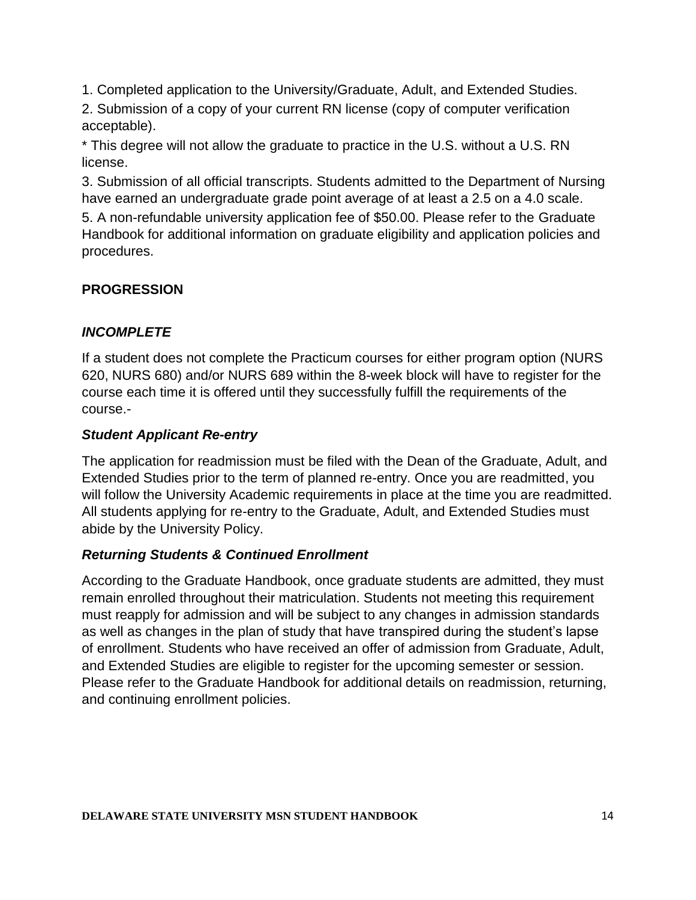1. Completed application to the University/Graduate, Adult, and Extended Studies.

2. Submission of a copy of your current RN license (copy of computer verification acceptable).

* This degree will not allow the graduate to practice in the U.S. without a U.S. RN license.

3. Submission of all official transcripts. Students admitted to the Department of Nursing have earned an undergraduate grade point average of at least a 2.5 on a 4.0 scale.

5. A non-refundable university application fee of $50.00. Please refer to the Graduate Handbook for additional information on graduate eligibility and application policies and procedures.

## PROGRESSION

### *INCOMPLETE*

If a student does not complete the Practicum courses for either program option (NURS 620, NURS 680) and/or NURS 689 within the 8-week block will have to register for the course each time it is offered until they successfully fulfill the requirements of the course.-

### *Student Applicant Re-entry*

The application for readmission must be filed with the Dean of the Graduate, Adult, and Extended Studies prior to the term of planned re-entry. Once you are readmitted, you will follow the University Academic requirements in place at the time you are readmitted. All students applying for re-entry to the Graduate, Adult, and Extended Studies must abide by the University Policy.

### *Returning Students & Continued Enrollment*

According to the Graduate Handbook, once graduate students are admitted, they must remain enrolled throughout their matriculation. Students not meeting this requirement must reapply for admission and will be subject to any changes in admission standards as well as changes in the plan of study that have transpired during the student's lapse of enrollment. Students who have received an offer of admission from Graduate, Adult, and Extended Studies are eligible to register for the upcoming semester or session. Please refer to the Graduate Handbook for additional details on readmission, returning, and continuing enrollment policies.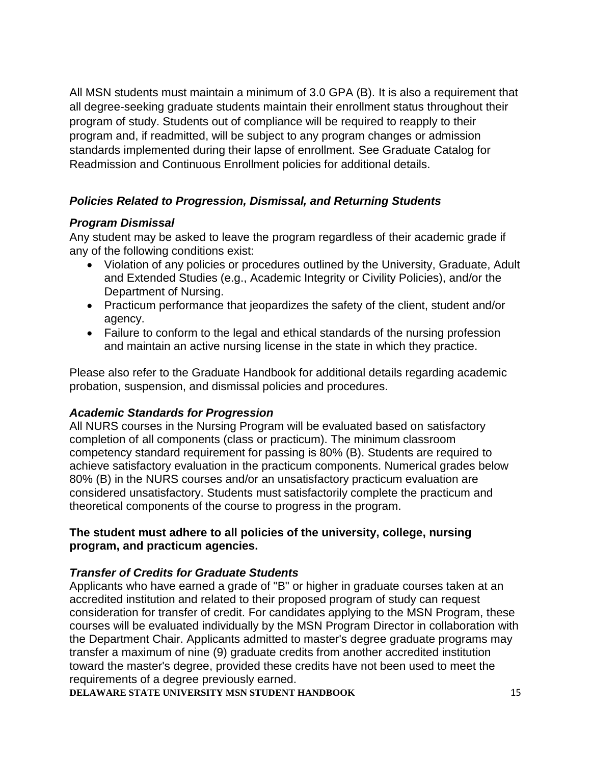All MSN students must maintain a minimum of 3.0 GPA (B). It is also a requirement that all degree-seeking graduate students maintain their enrollment status throughout their program of study. Students out of compliance will be required to reapply to their program and, if readmitted, will be subject to any program changes or admission standards implemented during their lapse of enrollment. See Graduate Catalog for Readmission and Continuous Enrollment policies for additional details.

### ***Policies Related to Progression, Dismissal, and Returning Students***

#### ***Program Dismissal***

Any student may be asked to leave the program regardless of their academic grade if any of the following conditions exist:

- Violation of any policies or procedures outlined by the University, Graduate, Adult and Extended Studies (e.g., Academic Integrity or Civility Policies), and/or the Department of Nursing.
- Practicum performance that jeopardizes the safety of the client, student and/or agency.
- Failure to conform to the legal and ethical standards of the nursing profession and maintain an active nursing license in the state in which they practice.

Please also refer to the Graduate Handbook for additional details regarding academic probation, suspension, and dismissal policies and procedures.

#### ***Academic Standards for Progression***

All NURS courses in the Nursing Program will be evaluated based on satisfactory completion of all components (class or practicum). The minimum classroom competency standard requirement for passing is 80% (B). Students are required to achieve satisfactory evaluation in the practicum components. Numerical grades below 80% (B) in the NURS courses and/or an unsatisfactory practicum evaluation are considered unsatisfactory. Students must satisfactorily complete the practicum and theoretical components of the course to progress in the program.

**The student must adhere to all policies of the university, college, nursing program, and practicum agencies.**

#### ***Transfer of Credits for Graduate Students***

Applicants who have earned a grade of "B" or higher in graduate courses taken at an accredited institution and related to their proposed program of study can request consideration for transfer of credit. For candidates applying to the MSN Program, these courses will be evaluated individually by the MSN Program Director in collaboration with the Department Chair. Applicants admitted to master's degree graduate programs may transfer a maximum of nine (9) graduate credits from another accredited institution toward the master's degree, provided these credits have not been used to meet the requirements of a degree previously earned.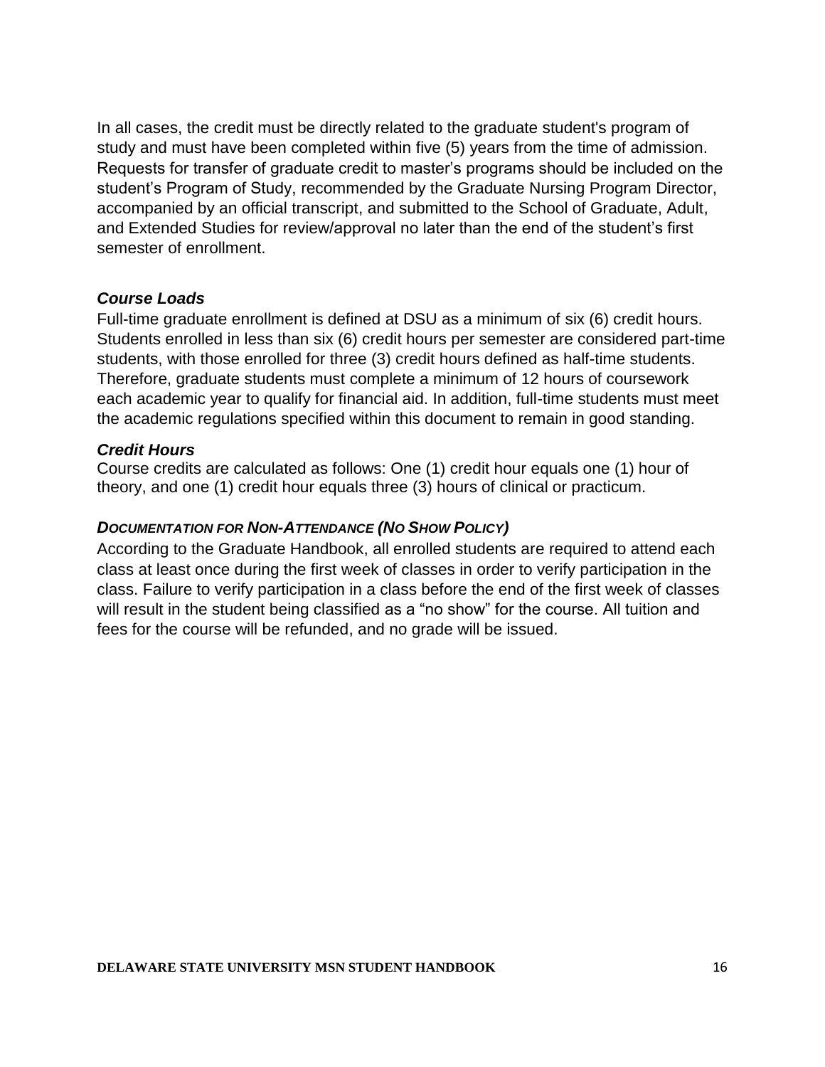In all cases, the credit must be directly related to the graduate student's program of study and must have been completed within five (5) years from the time of admission. Requests for transfer of graduate credit to master's programs should be included on the student's Program of Study, recommended by the Graduate Nursing Program Director, accompanied by an official transcript, and submitted to the School of Graduate, Adult, and Extended Studies for review/approval no later than the end of the student's first semester of enrollment.

### *Course Loads*

Full-time graduate enrollment is defined at DSU as a minimum of six (6) credit hours. Students enrolled in less than six (6) credit hours per semester are considered part-time students, with those enrolled for three (3) credit hours defined as half-time students. Therefore, graduate students must complete a minimum of 12 hours of coursework each academic year to qualify for financial aid. In addition, full-time students must meet the academic regulations specified within this document to remain in good standing.

### *Credit Hours*

Course credits are calculated as follows: One (1) credit hour equals one (1) hour of theory, and one (1) credit hour equals three (3) hours of clinical or practicum.

### *DOCUMENTATION FOR NON-ATTENDANCE (NO SHOW POLICY)*

According to the Graduate Handbook, all enrolled students are required to attend each class at least once during the first week of classes in order to verify participation in the class. Failure to verify participation in a class before the end of the first week of classes will result in the student being classified as a "no show" for the course. All tuition and fees for the course will be refunded, and no grade will be issued.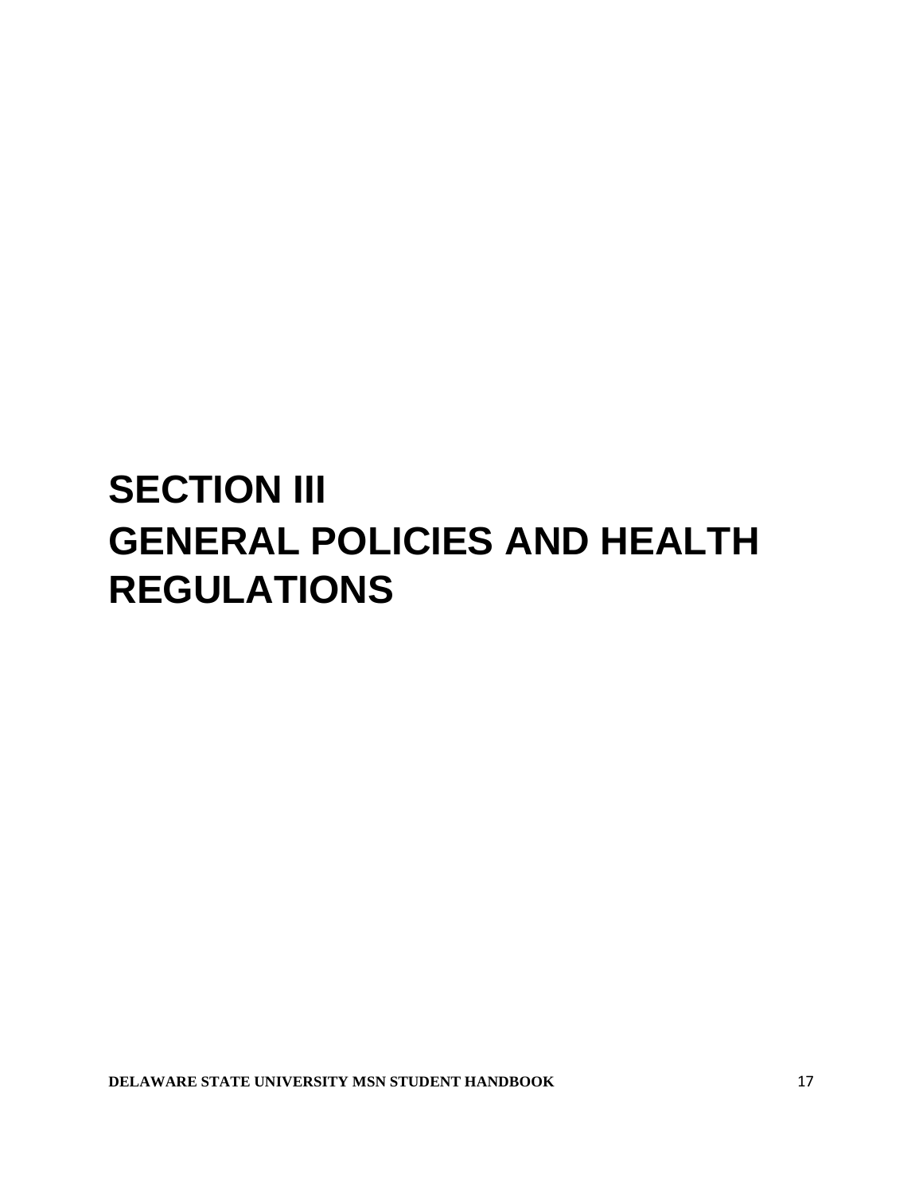# SECTION III
# GENERAL POLICIES AND HEALTH REGULATIONS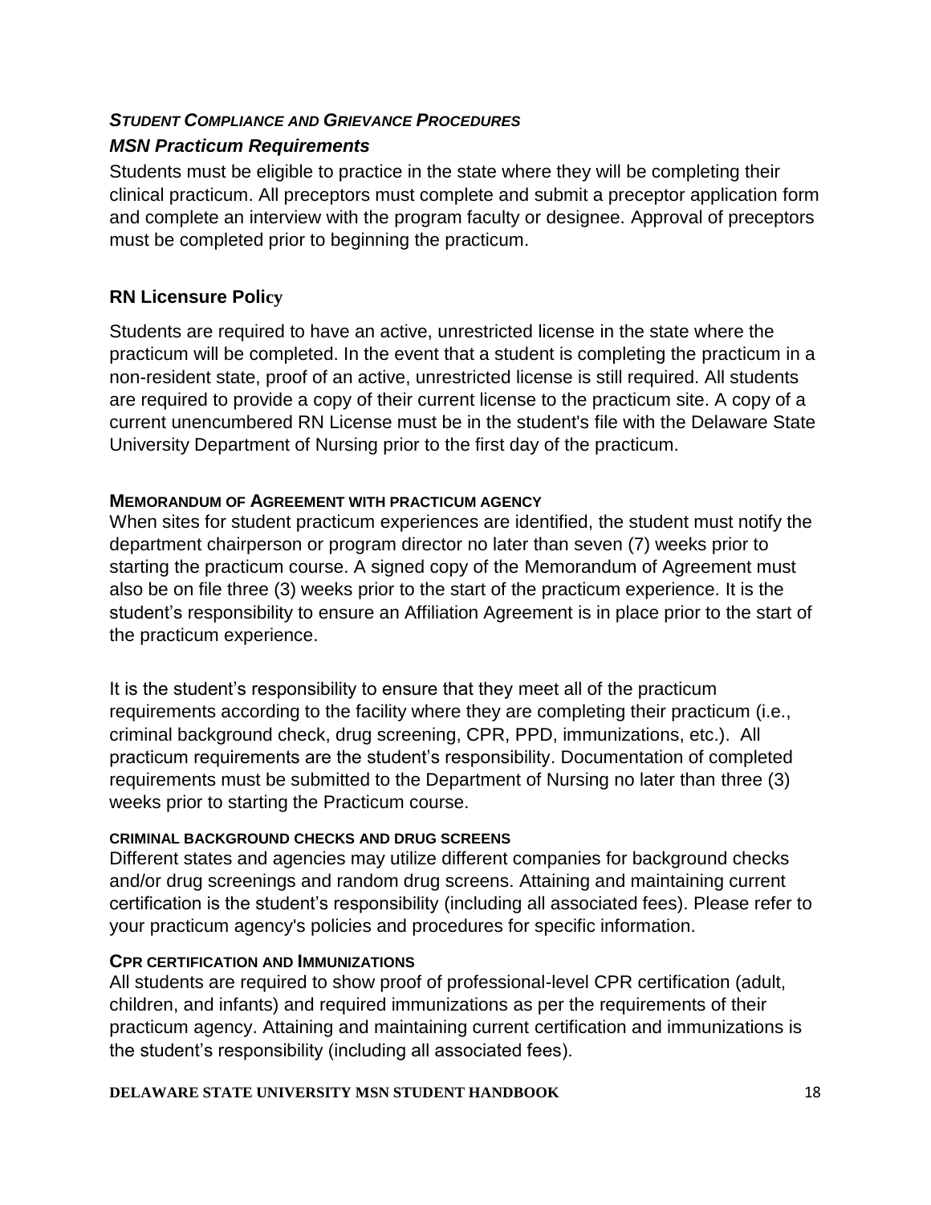### *STUDENT COMPLIANCE AND GRIEVANCE PROCEDURES*

### *MSN Practicum Requirements*

Students must be eligible to practice in the state where they will be completing their clinical practicum. All preceptors must complete and submit a preceptor application form and complete an interview with the program faculty or designee. Approval of preceptors must be completed prior to beginning the practicum.

### RN Licensure Policy

Students are required to have an active, unrestricted license in the state where the practicum will be completed. In the event that a student is completing the practicum in a non-resident state, proof of an active, unrestricted license is still required. All students are required to provide a copy of their current license to the practicum site. A copy of a current unencumbered RN License must be in the student's file with the Delaware State University Department of Nursing prior to the first day of the practicum.

#### MEMORANDUM OF AGREEMENT WITH PRACTICUM AGENCY

When sites for student practicum experiences are identified, the student must notify the department chairperson or program director no later than seven (7) weeks prior to starting the practicum course. A signed copy of the Memorandum of Agreement must also be on file three (3) weeks prior to the start of the practicum experience. It is the student's responsibility to ensure an Affiliation Agreement is in place prior to the start of the practicum experience.

It is the student's responsibility to ensure that they meet all of the practicum requirements according to the facility where they are completing their practicum (i.e., criminal background check, drug screening, CPR, PPD, immunizations, etc.). All practicum requirements are the student's responsibility. Documentation of completed requirements must be submitted to the Department of Nursing no later than three (3) weeks prior to starting the Practicum course.

#### CRIMINAL BACKGROUND CHECKS AND DRUG SCREENS

Different states and agencies may utilize different companies for background checks and/or drug screenings and random drug screens. Attaining and maintaining current certification is the student's responsibility (including all associated fees). Please refer to your practicum agency's policies and procedures for specific information.

#### CPR CERTIFICATION AND IMMUNIZATIONS

All students are required to show proof of professional-level CPR certification (adult, children, and infants) and required immunizations as per the requirements of their practicum agency. Attaining and maintaining current certification and immunizations is the student's responsibility (including all associated fees).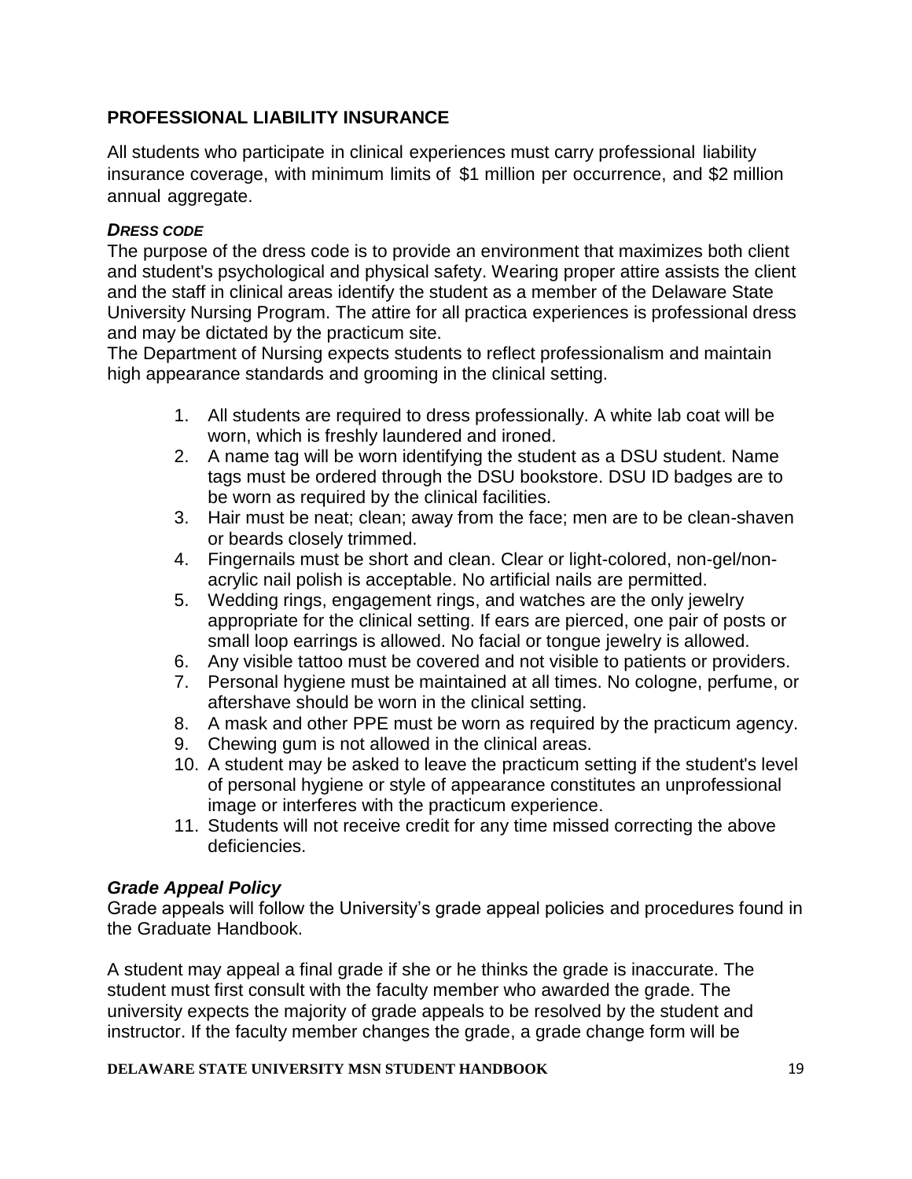## PROFESSIONAL LIABILITY INSURANCE

All students who participate in clinical experiences must carry professional liability insurance coverage, with minimum limits of $1 million per occurrence, and $2 million annual aggregate.

### ***DRESS CODE***

The purpose of the dress code is to provide an environment that maximizes both client and student's psychological and physical safety. Wearing proper attire assists the client and the staff in clinical areas identify the student as a member of the Delaware State University Nursing Program. The attire for all practica experiences is professional dress and may be dictated by the practicum site.

The Department of Nursing expects students to reflect professionalism and maintain high appearance standards and grooming in the clinical setting.

1. All students are required to dress professionally. A white lab coat will be worn, which is freshly laundered and ironed.
2. A name tag will be worn identifying the student as a DSU student. Name tags must be ordered through the DSU bookstore. DSU ID badges are to be worn as required by the clinical facilities.
3. Hair must be neat; clean; away from the face; men are to be clean-shaven or beards closely trimmed.
4. Fingernails must be short and clean. Clear or light-colored, non-gel/non-acrylic nail polish is acceptable. No artificial nails are permitted.
5. Wedding rings, engagement rings, and watches are the only jewelry appropriate for the clinical setting. If ears are pierced, one pair of posts or small loop earrings is allowed. No facial or tongue jewelry is allowed.
6. Any visible tattoo must be covered and not visible to patients or providers.
7. Personal hygiene must be maintained at all times. No cologne, perfume, or aftershave should be worn in the clinical setting.
8. A mask and other PPE must be worn as required by the practicum agency.
9. Chewing gum is not allowed in the clinical areas.
10. A student may be asked to leave the practicum setting if the student's level of personal hygiene or style of appearance constitutes an unprofessional image or interferes with the practicum experience.
11. Students will not receive credit for any time missed correcting the above deficiencies.

### ***Grade Appeal Policy***

Grade appeals will follow the University's grade appeal policies and procedures found in the Graduate Handbook.

A student may appeal a final grade if she or he thinks the grade is inaccurate. The student must first consult with the faculty member who awarded the grade. The university expects the majority of grade appeals to be resolved by the student and instructor. If the faculty member changes the grade, a grade change form will be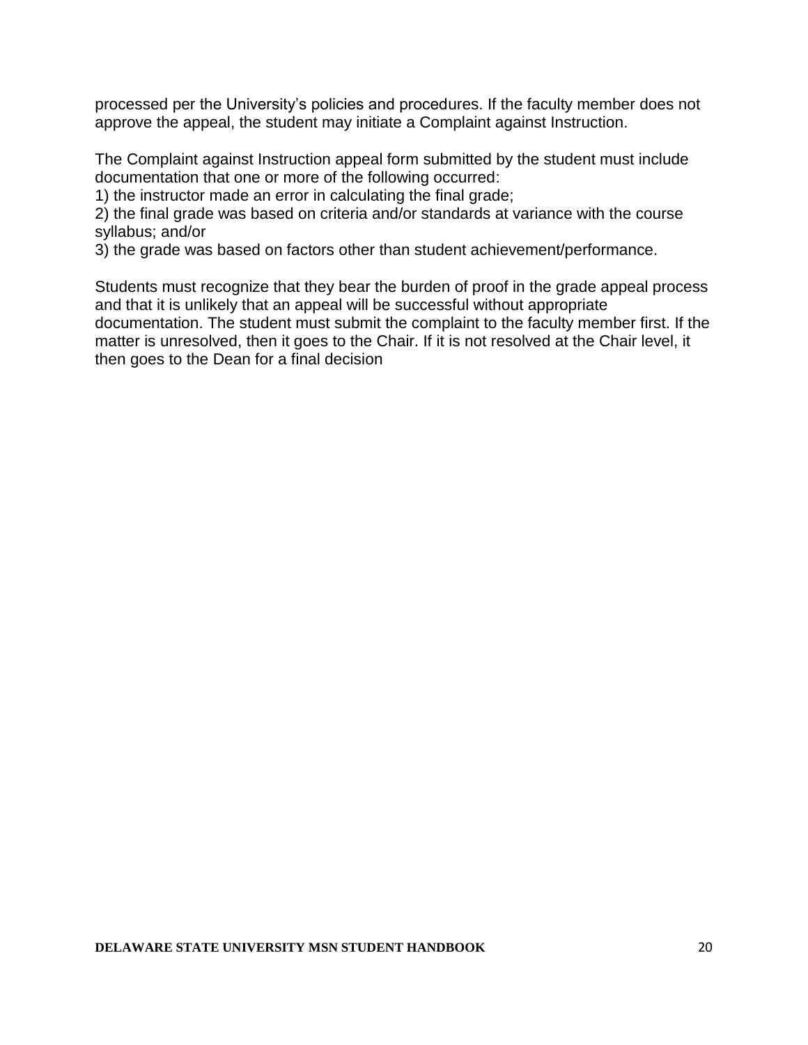processed per the University's policies and procedures. If the faculty member does not approve the appeal, the student may initiate a Complaint against Instruction.

The Complaint against Instruction appeal form submitted by the student must include documentation that one or more of the following occurred:
1) the instructor made an error in calculating the final grade;
2) the final grade was based on criteria and/or standards at variance with the course syllabus; and/or
3) the grade was based on factors other than student achievement/performance.

Students must recognize that they bear the burden of proof in the grade appeal process and that it is unlikely that an appeal will be successful without appropriate documentation. The student must submit the complaint to the faculty member first. If the matter is unresolved, then it goes to the Chair. If it is not resolved at the Chair level, it then goes to the Dean for a final decision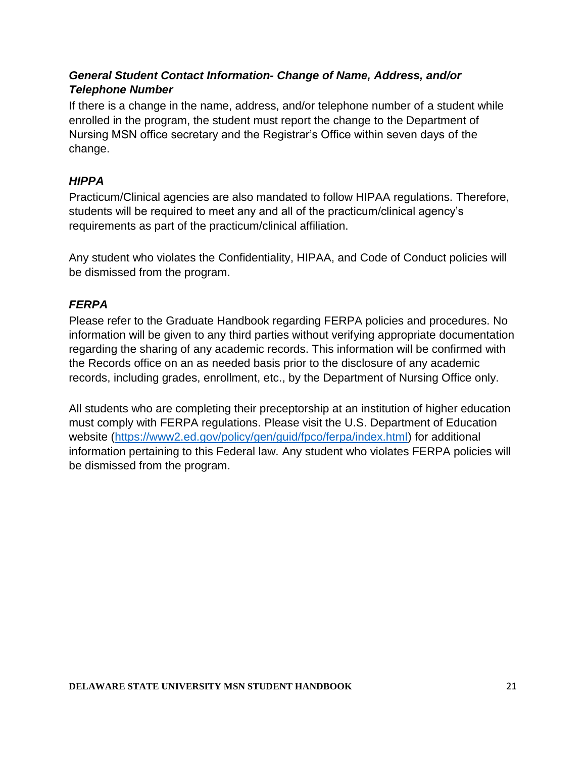### *General Student Contact Information- Change of Name, Address, and/or Telephone Number*

If there is a change in the name, address, and/or telephone number of a student while enrolled in the program, the student must report the change to the Department of Nursing MSN office secretary and the Registrar's Office within seven days of the change.

### *HIPPA*

Practicum/Clinical agencies are also mandated to follow HIPAA regulations. Therefore, students will be required to meet any and all of the practicum/clinical agency's requirements as part of the practicum/clinical affiliation.

Any student who violates the Confidentiality, HIPAA, and Code of Conduct policies will be dismissed from the program.

### *FERPA*

Please refer to the Graduate Handbook regarding FERPA policies and procedures. No information will be given to any third parties without verifying appropriate documentation regarding the sharing of any academic records. This information will be confirmed with the Records office on an as needed basis prior to the disclosure of any academic records, including grades, enrollment, etc., by the Department of Nursing Office only.

All students who are completing their preceptorship at an institution of higher education must comply with FERPA regulations. Please visit the U.S. Department of Education website (https://www2.ed.gov/policy/gen/guid/fpco/ferpa/index.html) for additional information pertaining to this Federal law. Any student who violates FERPA policies will be dismissed from the program.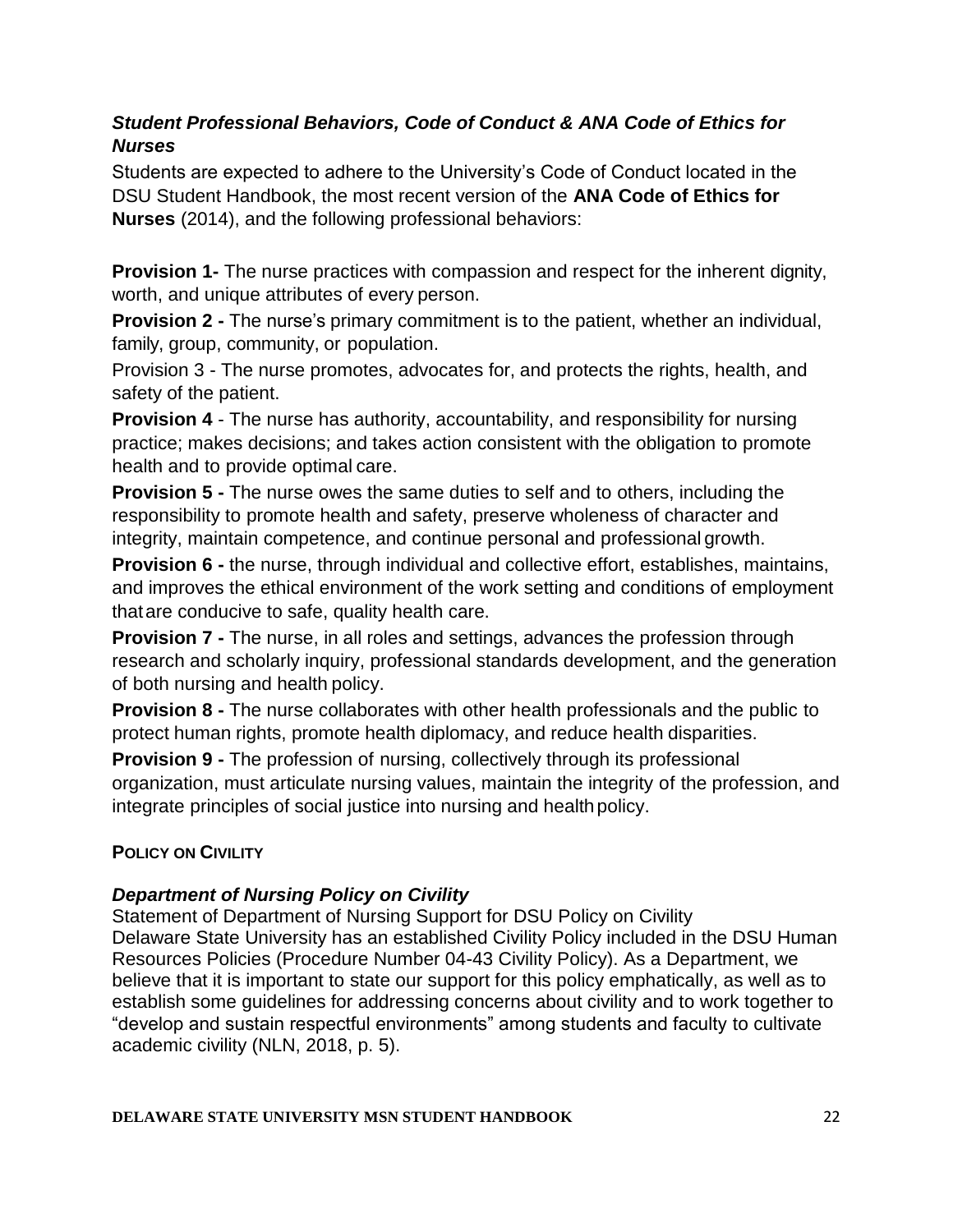### *Student Professional Behaviors, Code of Conduct & ANA Code of Ethics for Nurses*

Students are expected to adhere to the University's Code of Conduct located in the DSU Student Handbook, the most recent version of the **ANA Code of Ethics for Nurses** (2014), and the following professional behaviors:

**Provision 1-** The nurse practices with compassion and respect for the inherent dignity, worth, and unique attributes of every person.

**Provision 2 -** The nurse's primary commitment is to the patient, whether an individual, family, group, community, or population.

Provision 3 - The nurse promotes, advocates for, and protects the rights, health, and safety of the patient.

**Provision 4** - The nurse has authority, accountability, and responsibility for nursing practice; makes decisions; and takes action consistent with the obligation to promote health and to provide optimal care.

**Provision 5 -** The nurse owes the same duties to self and to others, including the responsibility to promote health and safety, preserve wholeness of character and integrity, maintain competence, and continue personal and professional growth.

**Provision 6 -** the nurse, through individual and collective effort, establishes, maintains, and improves the ethical environment of the work setting and conditions of employment that are conducive to safe, quality health care.

**Provision 7 -** The nurse, in all roles and settings, advances the profession through research and scholarly inquiry, professional standards development, and the generation of both nursing and health policy.

**Provision 8 -** The nurse collaborates with other health professionals and the public to protect human rights, promote health diplomacy, and reduce health disparities.

**Provision 9 -** The profession of nursing, collectively through its professional organization, must articulate nursing values, maintain the integrity of the profession, and integrate principles of social justice into nursing and health policy.

## POLICY ON CIVILITY

### *Department of Nursing Policy on Civility*

Statement of Department of Nursing Support for DSU Policy on Civility
Delaware State University has an established Civility Policy included in the DSU Human Resources Policies (Procedure Number 04-43 Civility Policy). As a Department, we believe that it is important to state our support for this policy emphatically, as well as to establish some guidelines for addressing concerns about civility and to work together to "develop and sustain respectful environments" among students and faculty to cultivate academic civility (NLN, 2018, p. 5).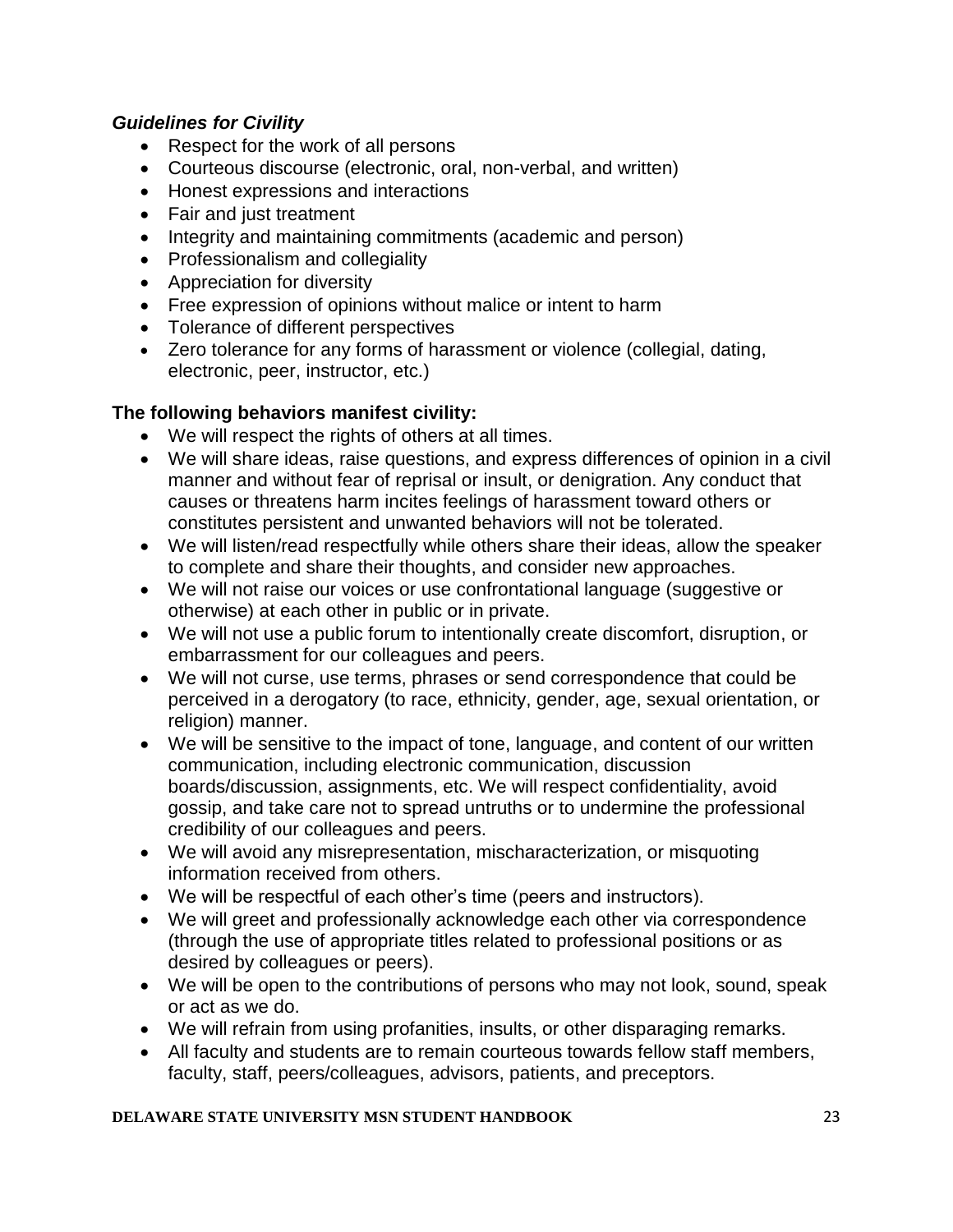***Guidelines for Civility***

- Respect for the work of all persons
- Courteous discourse (electronic, oral, non-verbal, and written)
- Honest expressions and interactions
- Fair and just treatment
- Integrity and maintaining commitments (academic and person)
- Professionalism and collegiality
- Appreciation for diversity
- Free expression of opinions without malice or intent to harm
- Tolerance of different perspectives
- Zero tolerance for any forms of harassment or violence (collegial, dating, electronic, peer, instructor, etc.)

**The following behaviors manifest civility:**

- We will respect the rights of others at all times.
- We will share ideas, raise questions, and express differences of opinion in a civil manner and without fear of reprisal or insult, or denigration. Any conduct that causes or threatens harm incites feelings of harassment toward others or constitutes persistent and unwanted behaviors will not be tolerated.
- We will listen/read respectfully while others share their ideas, allow the speaker to complete and share their thoughts, and consider new approaches.
- We will not raise our voices or use confrontational language (suggestive or otherwise) at each other in public or in private.
- We will not use a public forum to intentionally create discomfort, disruption, or embarrassment for our colleagues and peers.
- We will not curse, use terms, phrases or send correspondence that could be perceived in a derogatory (to race, ethnicity, gender, age, sexual orientation, or religion) manner.
- We will be sensitive to the impact of tone, language, and content of our written communication, including electronic communication, discussion boards/discussion, assignments, etc. We will respect confidentiality, avoid gossip, and take care not to spread untruths or to undermine the professional credibility of our colleagues and peers.
- We will avoid any misrepresentation, mischaracterization, or misquoting information received from others.
- We will be respectful of each other's time (peers and instructors).
- We will greet and professionally acknowledge each other via correspondence (through the use of appropriate titles related to professional positions or as desired by colleagues or peers).
- We will be open to the contributions of persons who may not look, sound, speak or act as we do.
- We will refrain from using profanities, insults, or other disparaging remarks.
- All faculty and students are to remain courteous towards fellow staff members, faculty, staff, peers/colleagues, advisors, patients, and preceptors.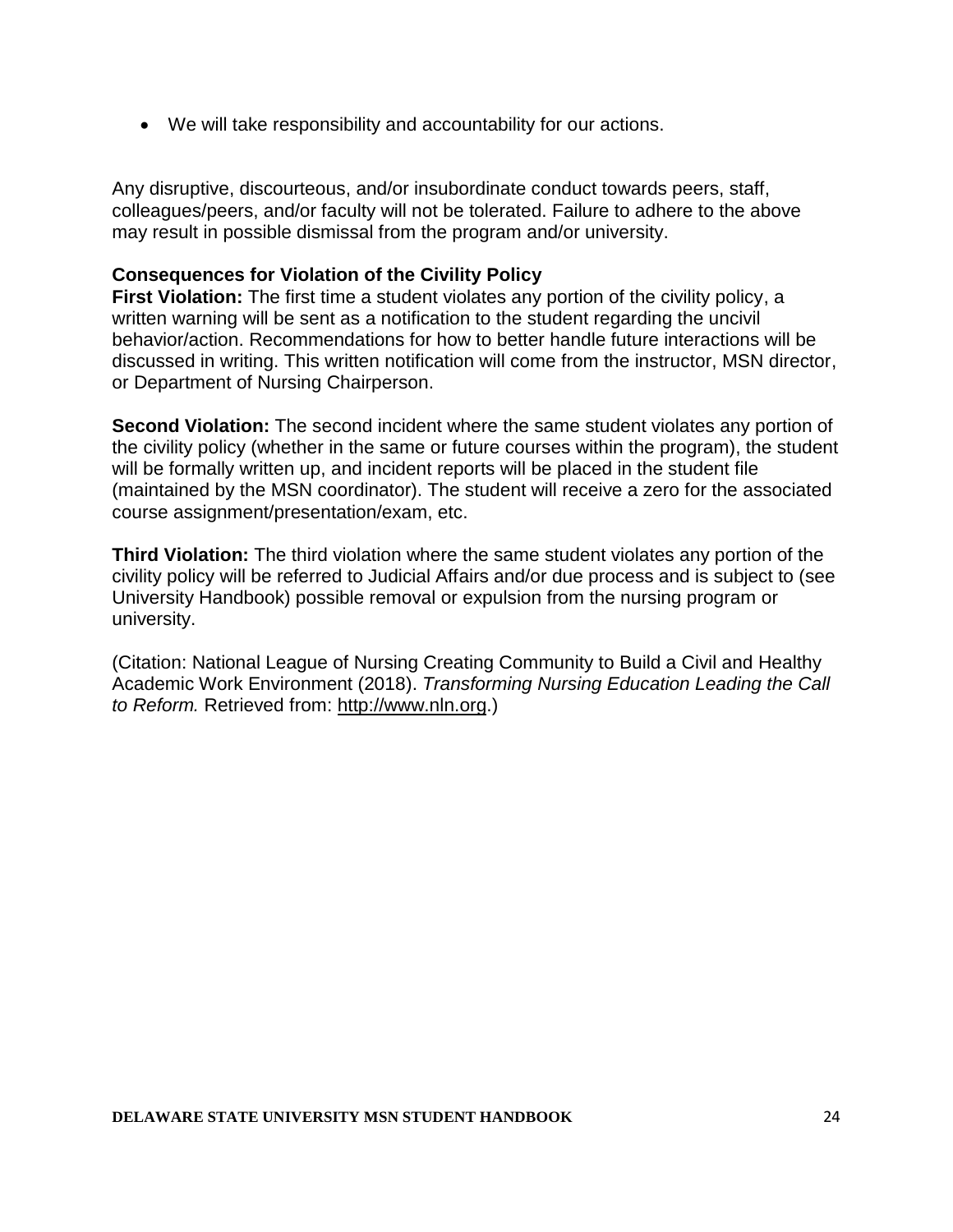- We will take responsibility and accountability for our actions.

Any disruptive, discourteous, and/or insubordinate conduct towards peers, staff, colleagues/peers, and/or faculty will not be tolerated. Failure to adhere to the above may result in possible dismissal from the program and/or university.

**Consequences for Violation of the Civility Policy**

**First Violation:** The first time a student violates any portion of the civility policy, a written warning will be sent as a notification to the student regarding the uncivil behavior/action. Recommendations for how to better handle future interactions will be discussed in writing. This written notification will come from the instructor, MSN director, or Department of Nursing Chairperson.

**Second Violation:** The second incident where the same student violates any portion of the civility policy (whether in the same or future courses within the program), the student will be formally written up, and incident reports will be placed in the student file (maintained by the MSN coordinator). The student will receive a zero for the associated course assignment/presentation/exam, etc.

**Third Violation:** The third violation where the same student violates any portion of the civility policy will be referred to Judicial Affairs and/or due process and is subject to (see University Handbook) possible removal or expulsion from the nursing program or university.

(Citation: National League of Nursing Creating Community to Build a Civil and Healthy Academic Work Environment (2018). *Transforming Nursing Education Leading the Call to Reform.* Retrieved from: http://www.nln.org.)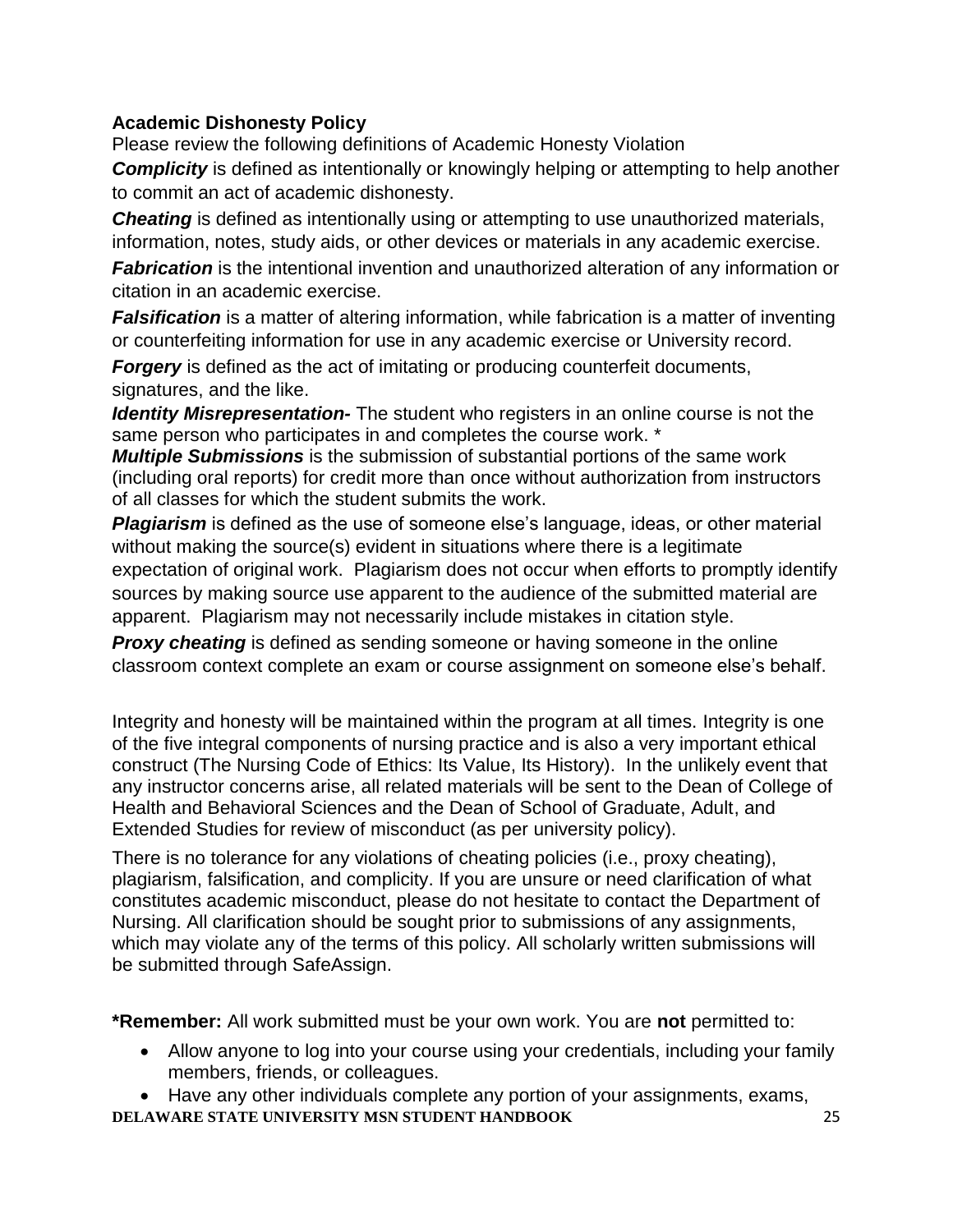**Academic Dishonesty Policy**

Please review the following definitions of Academic Honesty Violation

***Complicity*** is defined as intentionally or knowingly helping or attempting to help another to commit an act of academic dishonesty.

***Cheating*** is defined as intentionally using or attempting to use unauthorized materials, information, notes, study aids, or other devices or materials in any academic exercise.

***Fabrication*** is the intentional invention and unauthorized alteration of any information or citation in an academic exercise.

***Falsification*** is a matter of altering information, while fabrication is a matter of inventing or counterfeiting information for use in any academic exercise or University record.

***Forgery*** is defined as the act of imitating or producing counterfeit documents, signatures, and the like.

***Identity Misrepresentation-*** The student who registers in an online course is not the same person who participates in and completes the course work. *

***Multiple Submissions*** is the submission of substantial portions of the same work (including oral reports) for credit more than once without authorization from instructors of all classes for which the student submits the work.

***Plagiarism*** is defined as the use of someone else's language, ideas, or other material without making the source(s) evident in situations where there is a legitimate expectation of original work. Plagiarism does not occur when efforts to promptly identify sources by making source use apparent to the audience of the submitted material are apparent. Plagiarism may not necessarily include mistakes in citation style.

***Proxy cheating*** is defined as sending someone or having someone in the online classroom context complete an exam or course assignment on someone else's behalf.

Integrity and honesty will be maintained within the program at all times. Integrity is one of the five integral components of nursing practice and is also a very important ethical construct (The Nursing Code of Ethics: Its Value, Its History). In the unlikely event that any instructor concerns arise, all related materials will be sent to the Dean of College of Health and Behavioral Sciences and the Dean of School of Graduate, Adult, and Extended Studies for review of misconduct (as per university policy).

There is no tolerance for any violations of cheating policies (i.e., proxy cheating), plagiarism, falsification, and complicity. If you are unsure or need clarification of what constitutes academic misconduct, please do not hesitate to contact the Department of Nursing. All clarification should be sought prior to submissions of any assignments, which may violate any of the terms of this policy. All scholarly written submissions will be submitted through SafeAssign.

**\*Remember:** All work submitted must be your own work. You are **not** permitted to:

- Allow anyone to log into your course using your credentials, including your family members, friends, or colleagues.
- Have any other individuals complete any portion of your assignments, exams,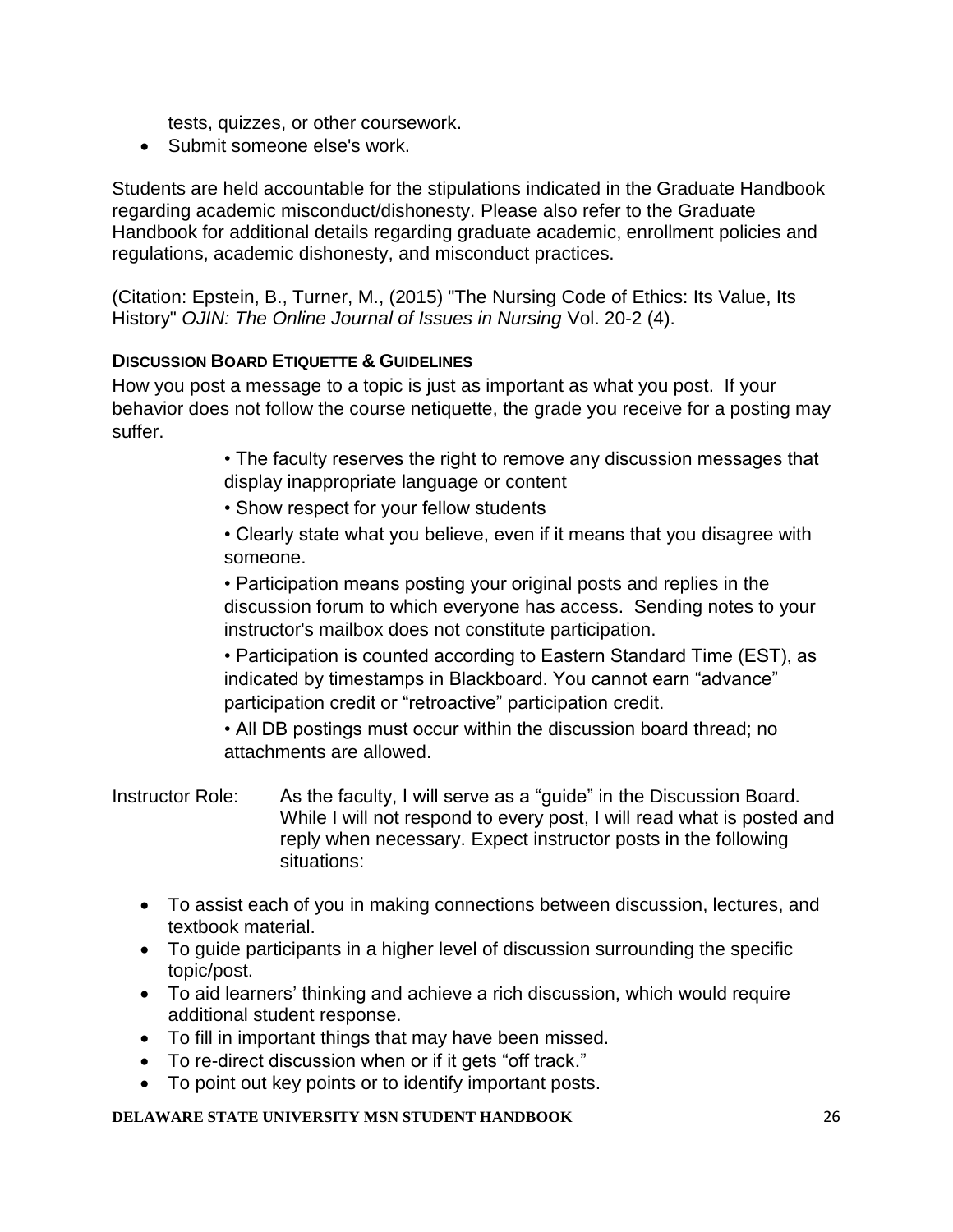tests, quizzes, or other coursework.

- Submit someone else's work.

Students are held accountable for the stipulations indicated in the Graduate Handbook regarding academic misconduct/dishonesty. Please also refer to the Graduate Handbook for additional details regarding graduate academic, enrollment policies and regulations, academic dishonesty, and misconduct practices.

(Citation: Epstein, B., Turner, M., (2015) "The Nursing Code of Ethics: Its Value, Its History" *OJIN: The Online Journal of Issues in Nursing* Vol. 20-2 (4).

**DISCUSSION BOARD ETIQUETTE & GUIDELINES**

How you post a message to a topic is just as important as what you post. If your behavior does not follow the course netiquette, the grade you receive for a posting may suffer.

- The faculty reserves the right to remove any discussion messages that display inappropriate language or content
- Show respect for your fellow students
- Clearly state what you believe, even if it means that you disagree with someone.
- Participation means posting your original posts and replies in the discussion forum to which everyone has access. Sending notes to your instructor's mailbox does not constitute participation.
- Participation is counted according to Eastern Standard Time (EST), as indicated by timestamps in Blackboard. You cannot earn "advance" participation credit or "retroactive" participation credit.
- All DB postings must occur within the discussion board thread; no attachments are allowed.

Instructor Role: As the faculty, I will serve as a "guide" in the Discussion Board. While I will not respond to every post, I will read what is posted and reply when necessary. Expect instructor posts in the following situations:

- To assist each of you in making connections between discussion, lectures, and textbook material.
- To guide participants in a higher level of discussion surrounding the specific topic/post.
- To aid learners' thinking and achieve a rich discussion, which would require additional student response.
- To fill in important things that may have been missed.
- To re-direct discussion when or if it gets "off track."
- To point out key points or to identify important posts.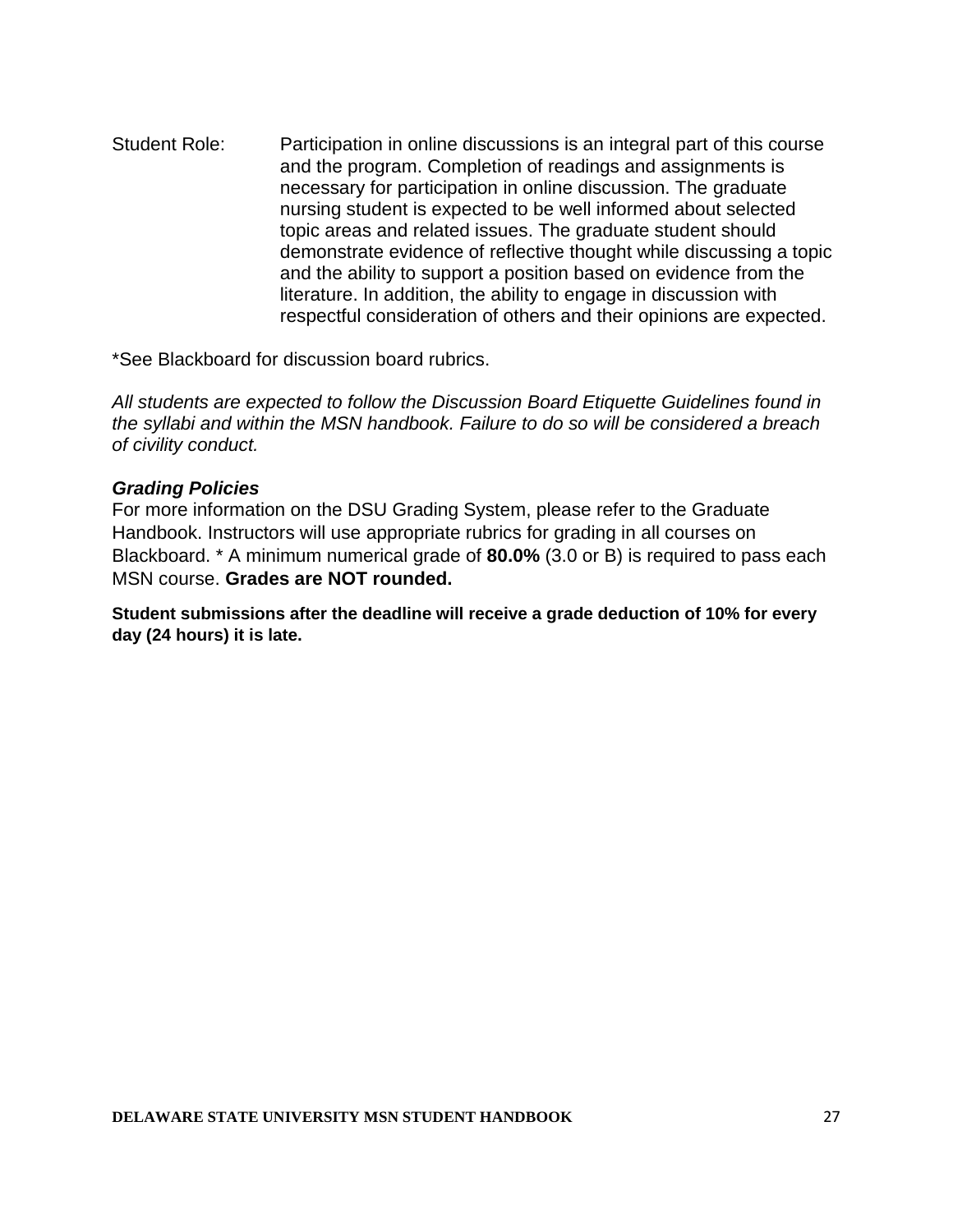Student Role: Participation in online discussions is an integral part of this course and the program. Completion of readings and assignments is necessary for participation in online discussion. The graduate nursing student is expected to be well informed about selected topic areas and related issues. The graduate student should demonstrate evidence of reflective thought while discussing a topic and the ability to support a position based on evidence from the literature. In addition, the ability to engage in discussion with respectful consideration of others and their opinions are expected.

*See Blackboard for discussion board rubrics.

*All students are expected to follow the Discussion Board Etiquette Guidelines found in the syllabi and within the MSN handbook. Failure to do so will be considered a breach of civility conduct.*

***Grading Policies***

For more information on the DSU Grading System, please refer to the Graduate Handbook. Instructors will use appropriate rubrics for grading in all courses on Blackboard. * A minimum numerical grade of **80.0%** (3.0 or B) is required to pass each MSN course. **Grades are NOT rounded.**

**Student submissions after the deadline will receive a grade deduction of 10% for every day (24 hours) it is late.**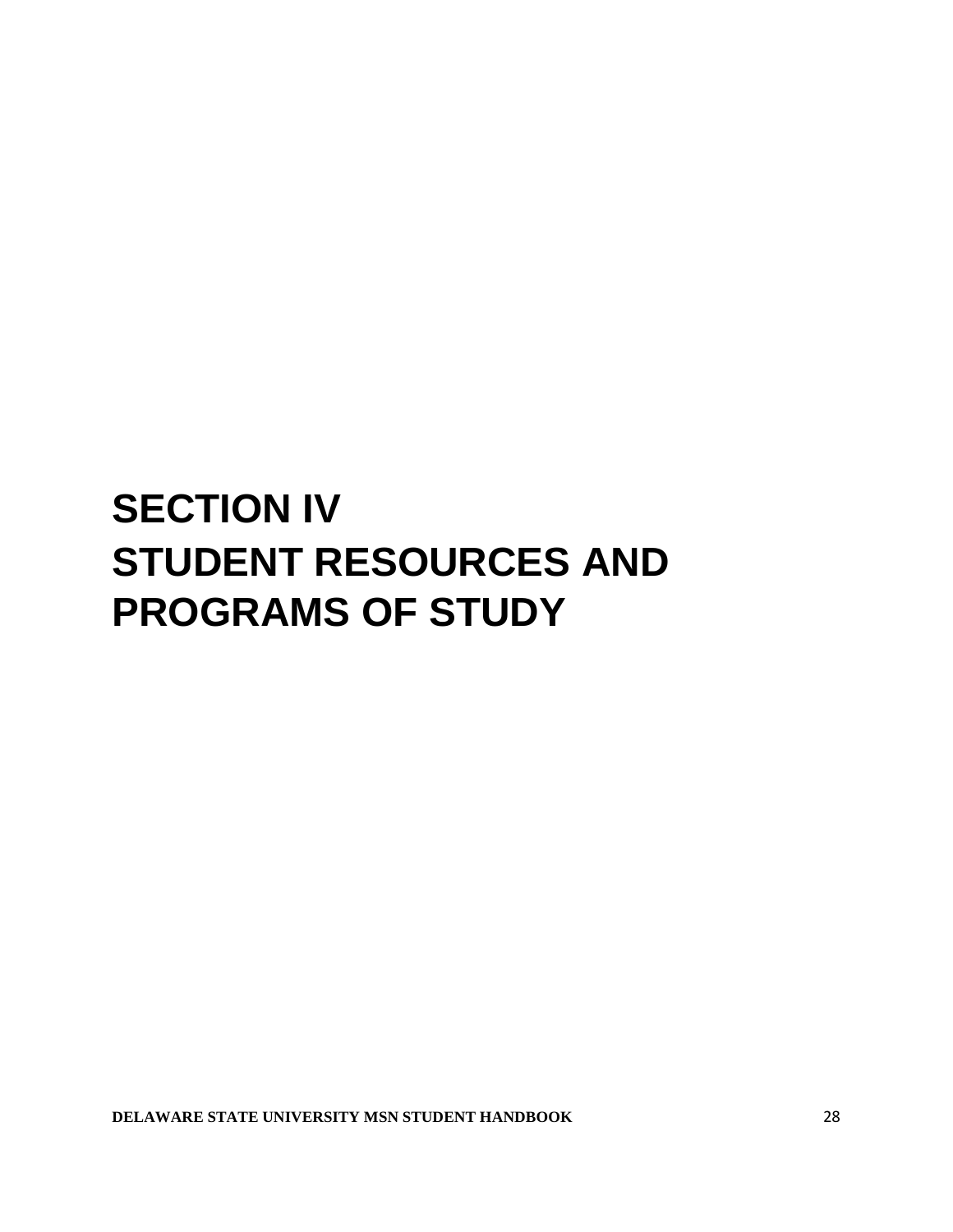# SECTION IV
# STUDENT RESOURCES AND PROGRAMS OF STUDY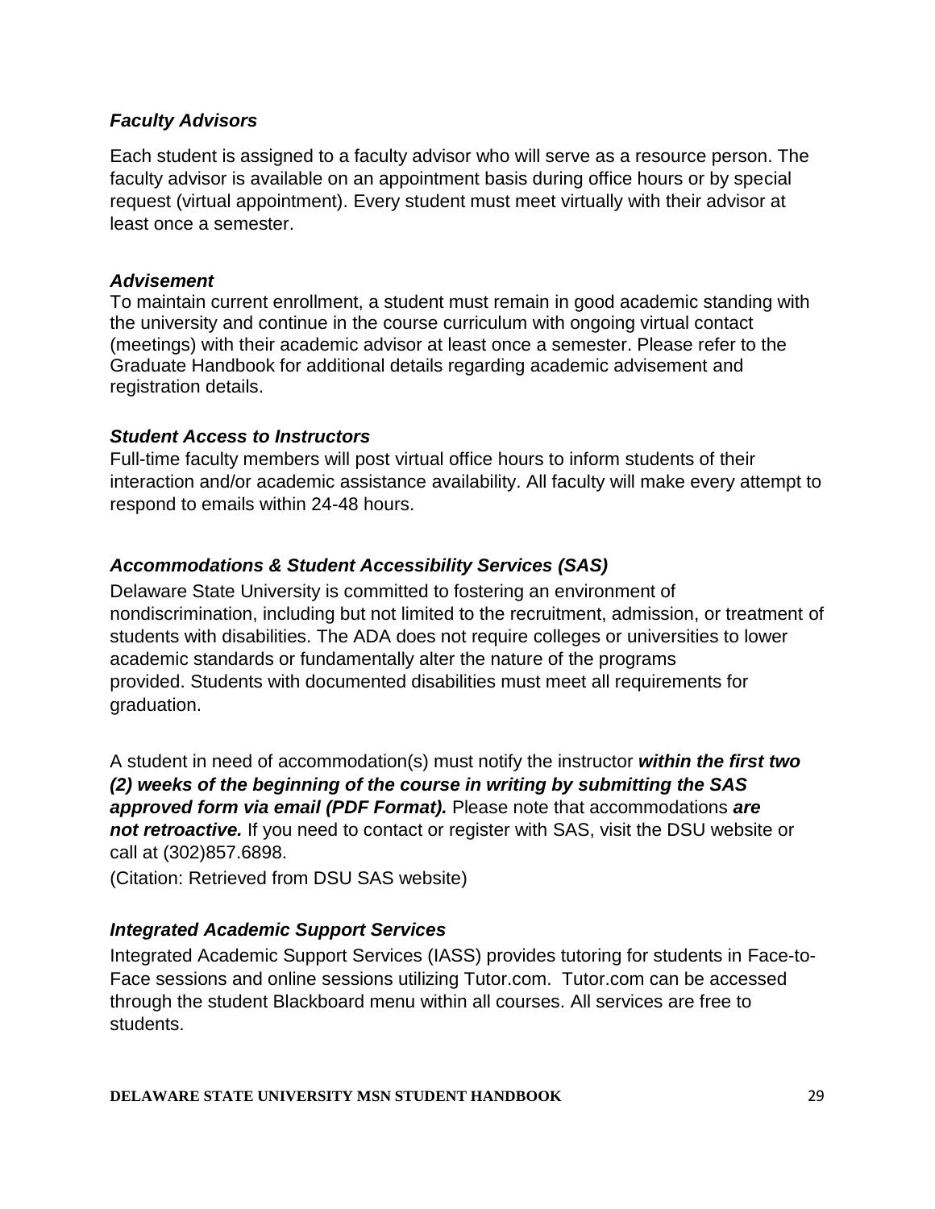### *Faculty Advisors*

Each student is assigned to a faculty advisor who will serve as a resource person. The faculty advisor is available on an appointment basis during office hours or by special request (virtual appointment). Every student must meet virtually with their advisor at least once a semester.

### *Advisement*

To maintain current enrollment, a student must remain in good academic standing with the university and continue in the course curriculum with ongoing virtual contact (meetings) with their academic advisor at least once a semester. Please refer to the Graduate Handbook for additional details regarding academic advisement and registration details.

### *Student Access to Instructors*

Full-time faculty members will post virtual office hours to inform students of their interaction and/or academic assistance availability. All faculty will make every attempt to respond to emails within 24-48 hours.

### *Accommodations & Student Accessibility Services (SAS)*

Delaware State University is committed to fostering an environment of nondiscrimination, including but not limited to the recruitment, admission, or treatment of students with disabilities. The ADA does not require colleges or universities to lower academic standards or fundamentally alter the nature of the programs provided. Students with documented disabilities must meet all requirements for graduation.

A student in need of accommodation(s) must notify the instructor ***within the first two (2) weeks of the beginning of the course in writing by submitting the SAS approved form via email (PDF Format).*** Please note that accommodations ***are not retroactive.*** If you need to contact or register with SAS, visit the DSU website or call at (302)857.6898.

(Citation: Retrieved from DSU SAS website)

### *Integrated Academic Support Services*

Integrated Academic Support Services (IASS) provides tutoring for students in Face-to-Face sessions and online sessions utilizing Tutor.com. Tutor.com can be accessed through the student Blackboard menu within all courses. All services are free to students.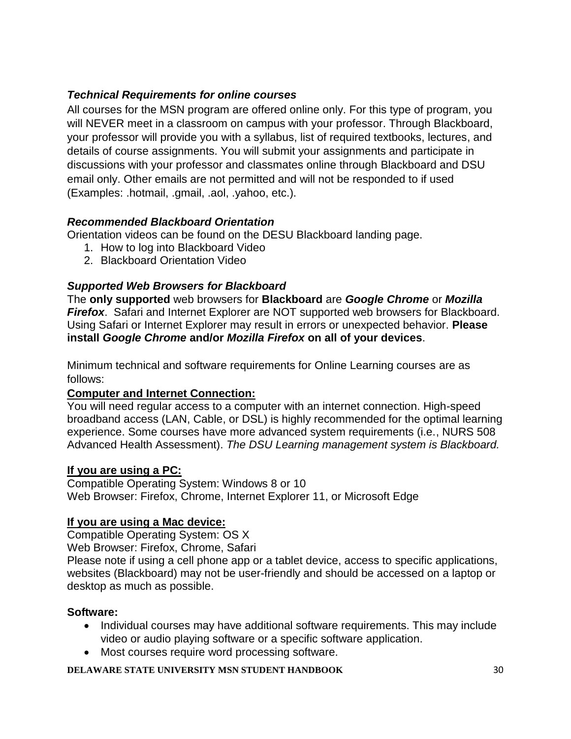### *Technical Requirements for online courses*

All courses for the MSN program are offered online only. For this type of program, you will NEVER meet in a classroom on campus with your professor. Through Blackboard, your professor will provide you with a syllabus, list of required textbooks, lectures, and details of course assignments. You will submit your assignments and participate in discussions with your professor and classmates online through Blackboard and DSU email only. Other emails are not permitted and will not be responded to if used (Examples: .hotmail, .gmail, .aol, .yahoo, etc.).

### *Recommended Blackboard Orientation*

Orientation videos can be found on the DESU Blackboard landing page.

1. How to log into Blackboard Video
2. Blackboard Orientation Video

### *Supported Web Browsers for Blackboard*

The **only supported** web browsers for **Blackboard** are ***Google Chrome*** or ***Mozilla Firefox***. Safari and Internet Explorer are NOT supported web browsers for Blackboard. Using Safari or Internet Explorer may result in errors or unexpected behavior. **Please install *Google Chrome* and/or *Mozilla Firefox* on all of your devices**.

Minimum technical and software requirements for Online Learning courses are as follows:

**Computer and Internet Connection:**

You will need regular access to a computer with an internet connection. High-speed broadband access (LAN, Cable, or DSL) is highly recommended for the optimal learning experience. Some courses have more advanced system requirements (i.e., NURS 508 Advanced Health Assessment). *The DSU Learning management system is Blackboard.*

**If you are using a PC:**

Compatible Operating System: Windows 8 or 10
Web Browser: Firefox, Chrome, Internet Explorer 11, or Microsoft Edge

**If you are using a Mac device:**

Compatible Operating System: OS X
Web Browser: Firefox, Chrome, Safari
Please note if using a cell phone app or a tablet device, access to specific applications, websites (Blackboard) may not be user-friendly and should be accessed on a laptop or desktop as much as possible.

**Software:**

- Individual courses may have additional software requirements. This may include video or audio playing software or a specific software application.
- Most courses require word processing software.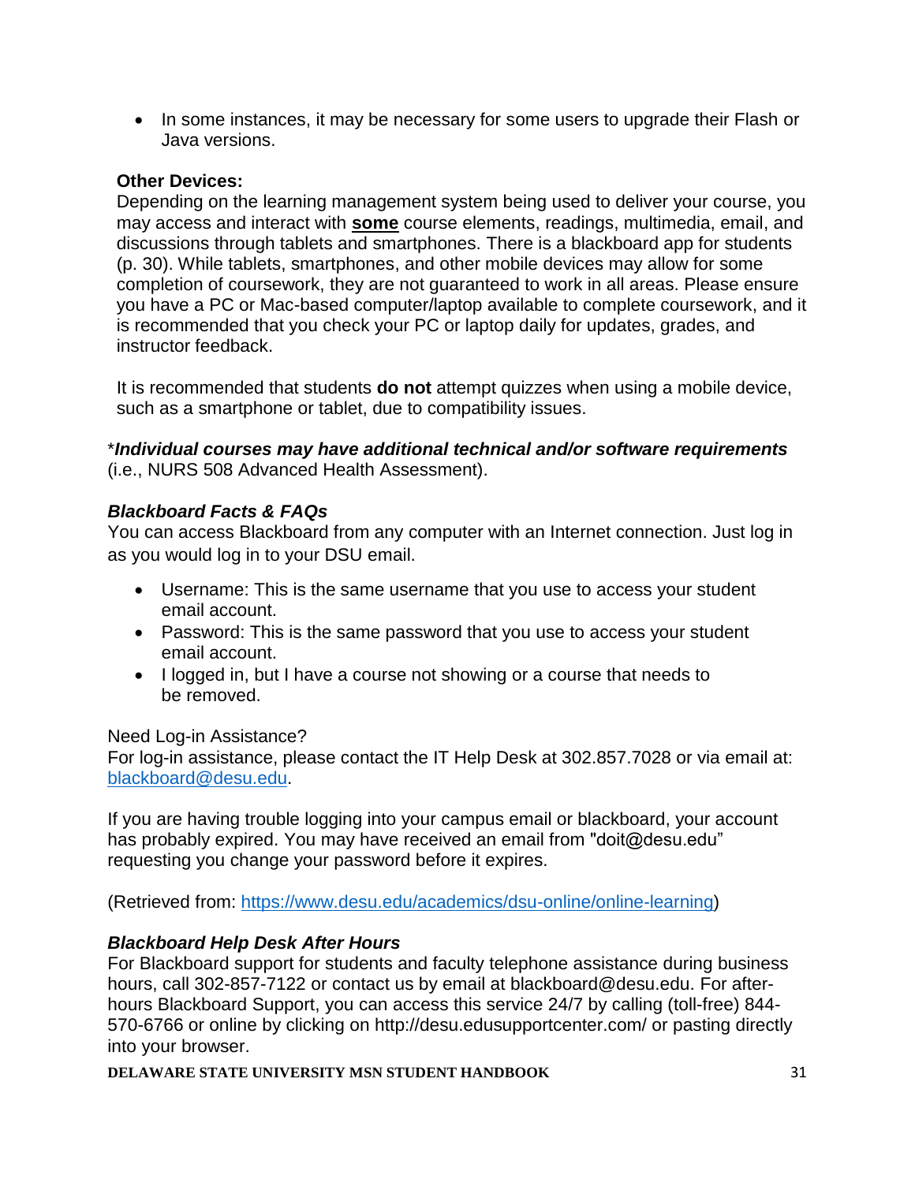- In some instances, it may be necessary for some users to upgrade their Flash or Java versions.

**Other Devices:**
Depending on the learning management system being used to deliver your course, you may access and interact with **some** course elements, readings, multimedia, email, and discussions through tablets and smartphones. There is a blackboard app for students (p. 30). While tablets, smartphones, and other mobile devices may allow for some completion of coursework, they are not guaranteed to work in all areas. Please ensure you have a PC or Mac-based computer/laptop available to complete coursework, and it is recommended that you check your PC or laptop daily for updates, grades, and instructor feedback.

It is recommended that students **do not** attempt quizzes when using a mobile device, such as a smartphone or tablet, due to compatibility issues.

****Individual courses may have additional technical and/or software requirements*** (i.e., NURS 508 Advanced Health Assessment).

### *Blackboard Facts & FAQs*

You can access Blackboard from any computer with an Internet connection. Just log in as you would log in to your DSU email.

- Username: This is the same username that you use to access your student email account.
- Password: This is the same password that you use to access your student email account.
- I logged in, but I have a course not showing or a course that needs to be removed.

Need Log-in Assistance?
For log-in assistance, please contact the IT Help Desk at 302.857.7028 or via email at: [blackboard@desu.edu](mailto:blackboard@desu.edu).

If you are having trouble logging into your campus email or blackboard, your account has probably expired. You may have received an email from "doit@desu.edu" requesting you change your password before it expires.

(Retrieved from: [https://www.desu.edu/academics/dsu-online/online-learning](https://www.desu.edu/academics/dsu-online/online-learning))

### *Blackboard Help Desk After Hours*

For Blackboard support for students and faculty telephone assistance during business hours, call 302-857-7122 or contact us by email at blackboard@desu.edu. For after-hours Blackboard Support, you can access this service 24/7 by calling (toll-free) 844-570-6766 or online by clicking on http://desu.edusupportcenter.com/ or pasting directly into your browser.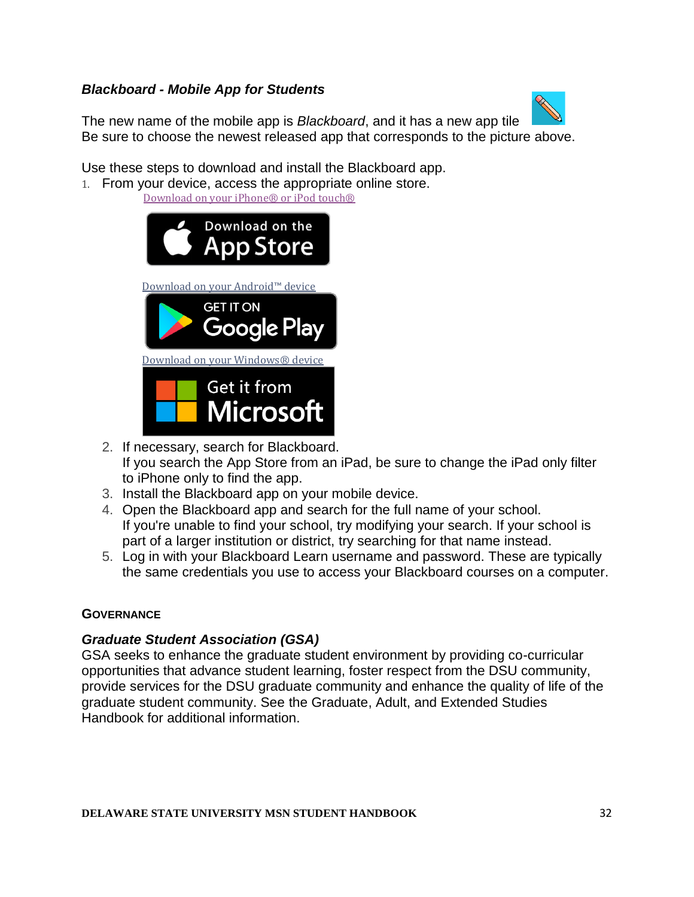### ***Blackboard - Mobile App for Students***

The new name of the mobile app is *Blackboard*, and it has a new app tile. Be sure to choose the newest released app that corresponds to the picture above.

Use these steps to download and install the Blackboard app.

1. From your device, access the appropriate online store.
   
   Download on your iPhone® or iPod touch®
   
   Download on the App Store
   
   Download on your Android™ device
   
   GET IT ON Google Play
   
   Download on your Windows® device
   
   Get it from Microsoft

2. If necessary, search for Blackboard.
   If you search the App Store from an iPad, be sure to change the iPad only filter to iPhone only to find the app.
3. Install the Blackboard app on your mobile device.
4. Open the Blackboard app and search for the full name of your school.
   If you're unable to find your school, try modifying your search. If your school is part of a larger institution or district, try searching for that name instead.
5. Log in with your Blackboard Learn username and password. These are typically the same credentials you use to access your Blackboard courses on a computer.

## GOVERNANCE

### ***Graduate Student Association (GSA)***

GSA seeks to enhance the graduate student environment by providing co-curricular opportunities that advance student learning, foster respect from the DSU community, provide services for the DSU graduate community and enhance the quality of life of the graduate student community. See the Graduate, Adult, and Extended Studies Handbook for additional information.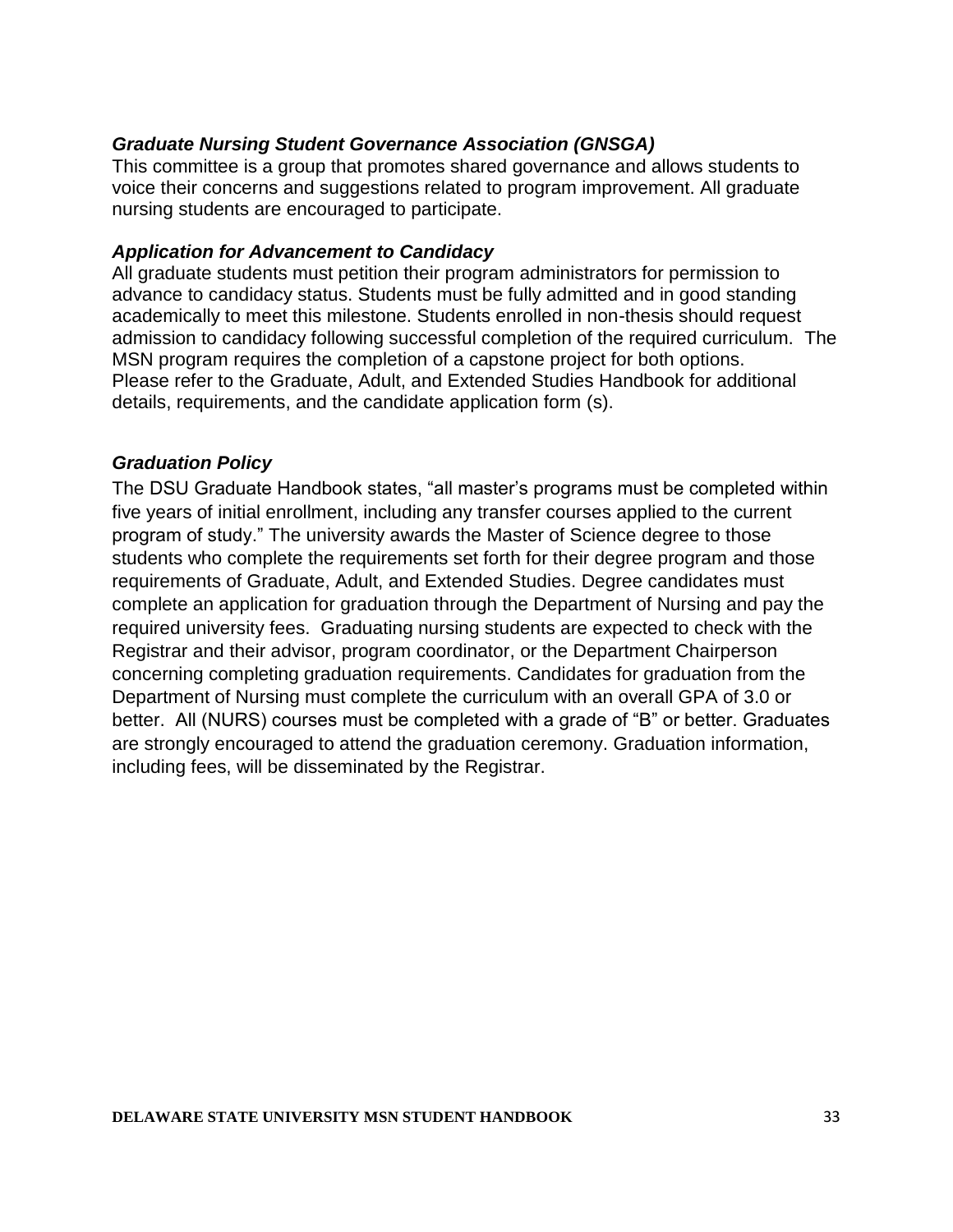### ***Graduate Nursing Student Governance Association (GNSGA)***

This committee is a group that promotes shared governance and allows students to voice their concerns and suggestions related to program improvement. All graduate nursing students are encouraged to participate.

### ***Application for Advancement to Candidacy***

All graduate students must petition their program administrators for permission to advance to candidacy status. Students must be fully admitted and in good standing academically to meet this milestone. Students enrolled in non-thesis should request admission to candidacy following successful completion of the required curriculum. The MSN program requires the completion of a capstone project for both options. Please refer to the Graduate, Adult, and Extended Studies Handbook for additional details, requirements, and the candidate application form (s).

### ***Graduation Policy***

The DSU Graduate Handbook states, "all master's programs must be completed within five years of initial enrollment, including any transfer courses applied to the current program of study." The university awards the Master of Science degree to those students who complete the requirements set forth for their degree program and those requirements of Graduate, Adult, and Extended Studies. Degree candidates must complete an application for graduation through the Department of Nursing and pay the required university fees. Graduating nursing students are expected to check with the Registrar and their advisor, program coordinator, or the Department Chairperson concerning completing graduation requirements. Candidates for graduation from the Department of Nursing must complete the curriculum with an overall GPA of 3.0 or better. All (NURS) courses must be completed with a grade of "B" or better. Graduates are strongly encouraged to attend the graduation ceremony. Graduation information, including fees, will be disseminated by the Registrar.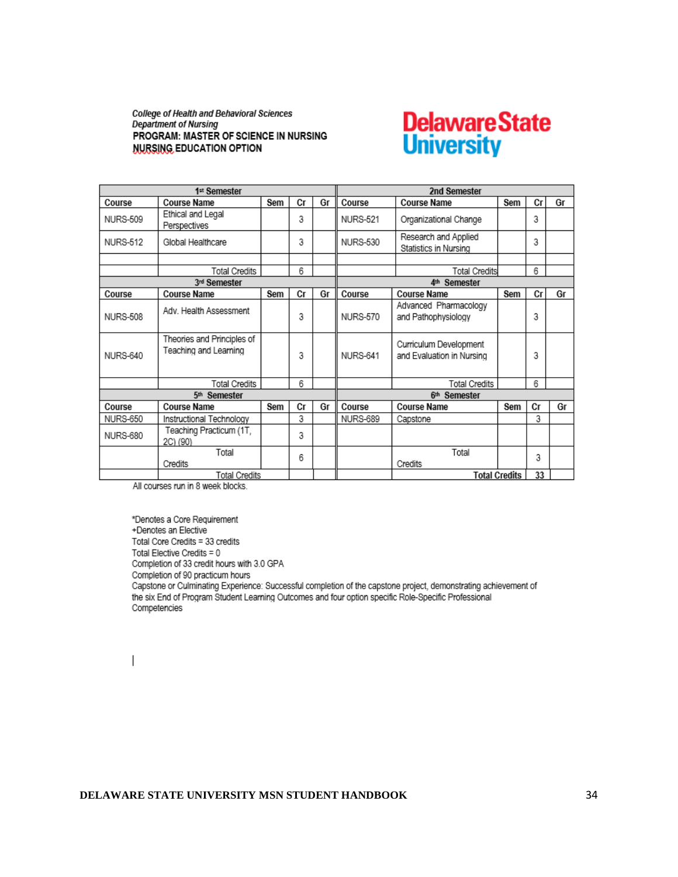*College of Health and Behavioral Sciences*
*Department of Nursing*
**PROGRAM: MASTER OF SCIENCE IN NURSING**
**NURSING EDUCATION OPTION**

**Delaware State University**

| 1st Semester | | | | | 2nd Semester | | | | |
|---|---|---|---|---|---|---|---|---|---|
| **Course** | **Course Name** | **Sem** | **Cr** | **Gr** | **Course** | **Course Name** | **Sem** | **Cr** | **Gr** |
| NURS-509 | Ethical and Legal Perspectives | | 3 | | NURS-521 | Organizational Change | | 3 | |
| NURS-512 | Global Healthcare | | 3 | | NURS-530 | Research and Applied Statistics in Nursing | | 3 | |
| | | | | | | | | | |
| | Total Credits | | 6 | | | Total Credits | | 6 | |
| **3rd Semester** | | | | | **4th Semester** | | | | |
| **Course** | **Course Name** | **Sem** | **Cr** | **Gr** | **Course** | **Course Name** | **Sem** | **Cr** | **Gr** |
| NURS-508 | Adv. Health Assessment | | 3 | | NURS-570 | Advanced Pharmacology and Pathophysiology | | 3 | |
| NURS-640 | Theories and Principles of Teaching and Learning | | 3 | | NURS-641 | Curriculum Development and Evaluation in Nursing | | 3 | |
| | Total Credits | | 6 | | | Total Credits | | 6 | |
| **5th Semester** | | | | | **6th Semester** | | | | |
| **Course** | **Course Name** | **Sem** | **Cr** | **Gr** | **Course** | **Course Name** | **Sem** | **Cr** | **Gr** |
| NURS-650 | Instructional Technology | | 3 | | NURS-689 | Capstone | | 3 | |
| NURS-680 | Teaching Practicum (1T, 2C) (90) | | 3 | | | | | | |
| | Total Credits | | 6 | | | Total Credits | | 3 | |
| | Total Credits | | | | | **Total Credits** | | **33** | |

All courses run in 8 week blocks.

*Denotes a Core Requirement
+Denotes an Elective
Total Core Credits = 33 credits
Total Elective Credits = 0
Completion of 33 credit hours with 3.0 GPA
Completion of 90 practicum hours
Capstone or Culminating Experience: Successful completion of the capstone project, demonstrating achievement of the six End of Program Student Learning Outcomes and four option specific Role-Specific Professional Competencies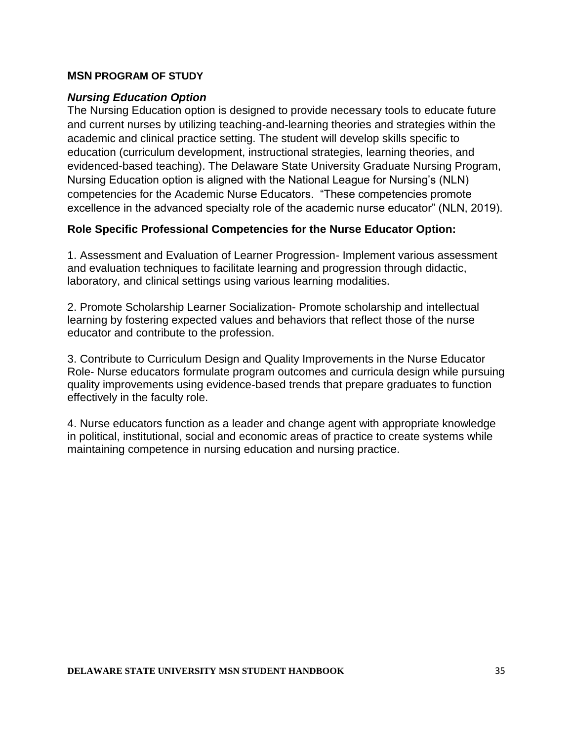## MSN PROGRAM OF STUDY

### *Nursing Education Option*

The Nursing Education option is designed to provide necessary tools to educate future and current nurses by utilizing teaching-and-learning theories and strategies within the academic and clinical practice setting. The student will develop skills specific to education (curriculum development, instructional strategies, learning theories, and evidenced-based teaching). The Delaware State University Graduate Nursing Program, Nursing Education option is aligned with the National League for Nursing's (NLN) competencies for the Academic Nurse Educators. "These competencies promote excellence in the advanced specialty role of the academic nurse educator" (NLN, 2019).

### Role Specific Professional Competencies for the Nurse Educator Option:

1. Assessment and Evaluation of Learner Progression- Implement various assessment and evaluation techniques to facilitate learning and progression through didactic, laboratory, and clinical settings using various learning modalities.

2. Promote Scholarship Learner Socialization- Promote scholarship and intellectual learning by fostering expected values and behaviors that reflect those of the nurse educator and contribute to the profession.

3. Contribute to Curriculum Design and Quality Improvements in the Nurse Educator Role- Nurse educators formulate program outcomes and curricula design while pursuing quality improvements using evidence-based trends that prepare graduates to function effectively in the faculty role.

4. Nurse educators function as a leader and change agent with appropriate knowledge in political, institutional, social and economic areas of practice to create systems while maintaining competence in nursing education and nursing practice.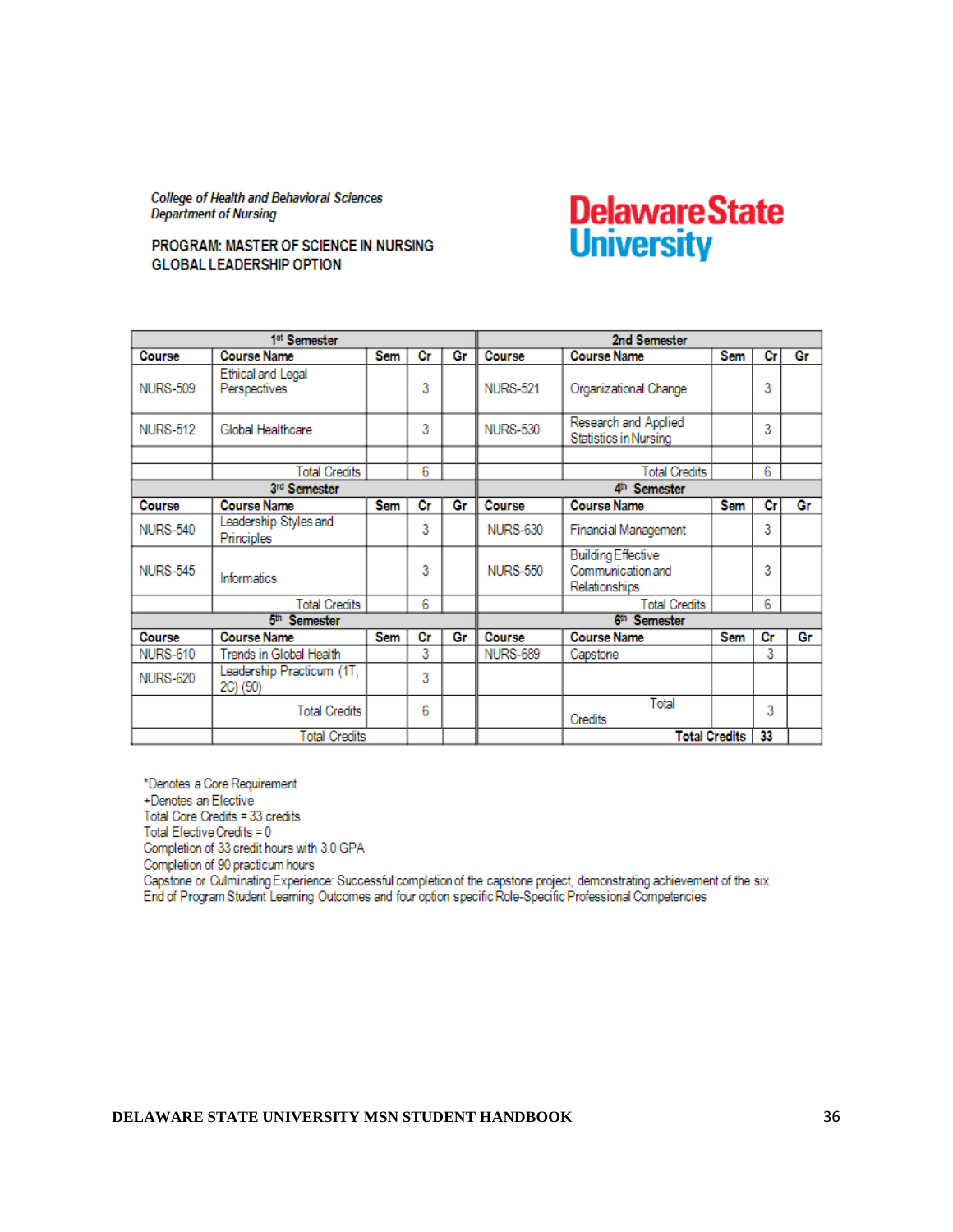*College of Health and Behavioral Sciences*
*Department of Nursing*

**PROGRAM: MASTER OF SCIENCE IN NURSING**
**GLOBAL LEADERSHIP OPTION**

**Delaware State University**

| 1st Semester | | | | | 2nd Semester | | | | |
|---|---|---|---|---|---|---|---|---|---|
| **Course** | **Course Name** | **Sem** | **Cr** | **Gr** | **Course** | **Course Name** | **Sem** | **Cr** | **Gr** |
| NURS-509 | Ethical and Legal Perspectives | | 3 | | NURS-521 | Organizational Change | | 3 | |
| NURS-512 | Global Healthcare | | 3 | | NURS-530 | Research and Applied Statistics in Nursing | | 3 | |
| | | | | | | | | | |
| | Total Credits | | 6 | | | Total Credits | | 6 | |
| **3rd Semester** | | | | | **4th Semester** | | | | |
| **Course** | **Course Name** | **Sem** | **Cr** | **Gr** | **Course** | **Course Name** | **Sem** | **Cr** | **Gr** |
| NURS-540 | Leadership Styles and Principles | | 3 | | NURS-630 | Financial Management | | 3 | |
| NURS-545 | Informatics | | 3 | | NURS-550 | Building Effective Communication and Relationships | | 3 | |
| | Total Credits | | 6 | | | Total Credits | | 6 | |
| **5th Semester** | | | | | **6th Semester** | | | | |
| **Course** | **Course Name** | **Sem** | **Cr** | **Gr** | **Course** | **Course Name** | **Sem** | **Cr** | **Gr** |
| NURS-610 | Trends in Global Health | | 3 | | NURS-689 | Capstone | | 3 | |
| NURS-620 | Leadership Practicum (1T, 2C) (90) | | 3 | | | | | | |
| | Total Credits | | 6 | | | Total Credits | | 3 | |
| | Total Credits | | | | | **Total Credits** | | **33** | |

*Denotes a Core Requirement
+Denotes an Elective
Total Core Credits = 33 credits
Total Elective Credits = 0
Completion of 33 credit hours with 3.0 GPA
Completion of 90 practicum hours
Capstone or Culminating Experience: Successful completion of the capstone project, demonstrating achievement of the six End of Program Student Learning Outcomes and four option specific Role-Specific Professional Competencies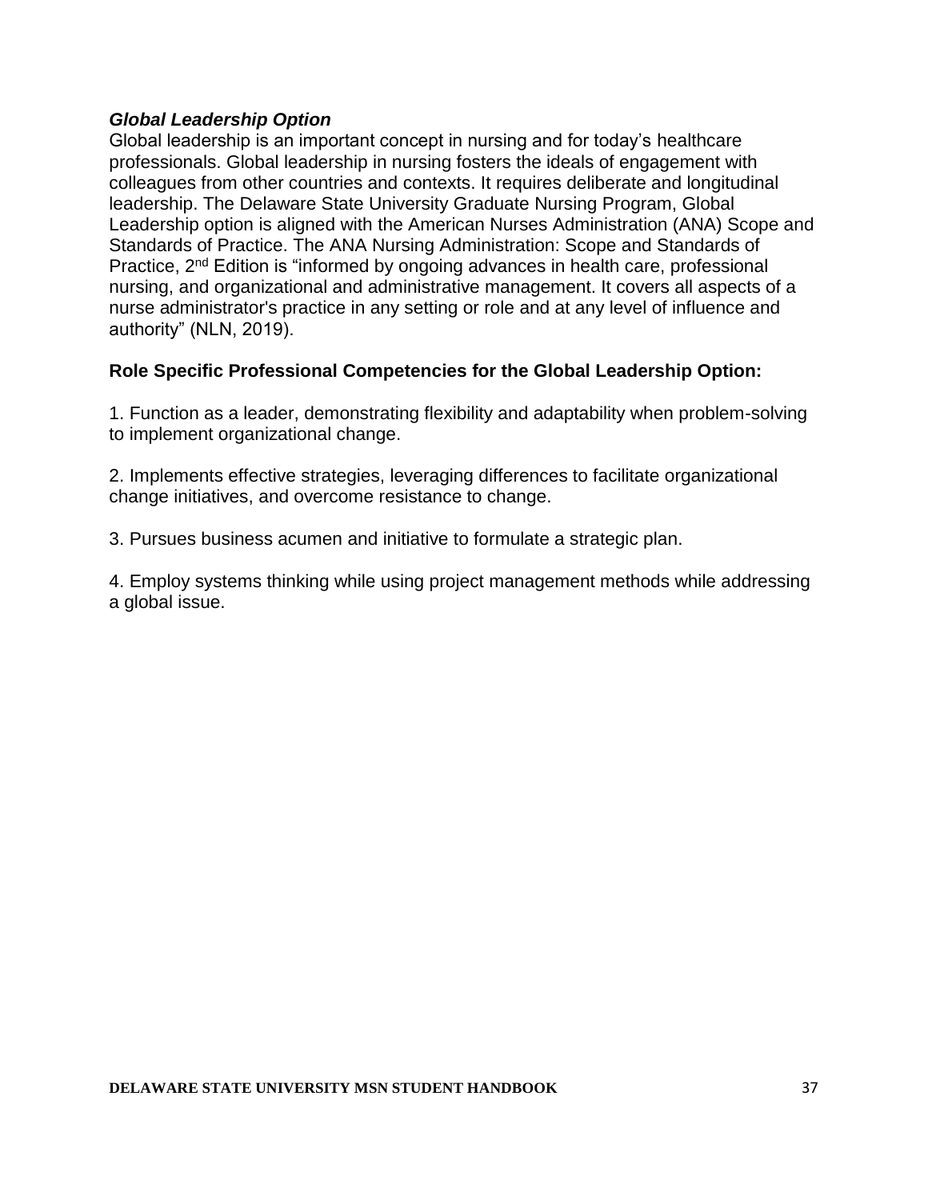***Global Leadership Option***

Global leadership is an important concept in nursing and for today's healthcare professionals. Global leadership in nursing fosters the ideals of engagement with colleagues from other countries and contexts. It requires deliberate and longitudinal leadership. The Delaware State University Graduate Nursing Program, Global Leadership option is aligned with the American Nurses Administration (ANA) Scope and Standards of Practice. The ANA Nursing Administration: Scope and Standards of Practice, 2nd Edition is "informed by ongoing advances in health care, professional nursing, and organizational and administrative management. It covers all aspects of a nurse administrator's practice in any setting or role and at any level of influence and authority" (NLN, 2019).

**Role Specific Professional Competencies for the Global Leadership Option:**

1. Function as a leader, demonstrating flexibility and adaptability when problem-solving to implement organizational change.

2. Implements effective strategies, leveraging differences to facilitate organizational change initiatives, and overcome resistance to change.

3. Pursues business acumen and initiative to formulate a strategic plan.

4. Employ systems thinking while using project management methods while addressing a global issue.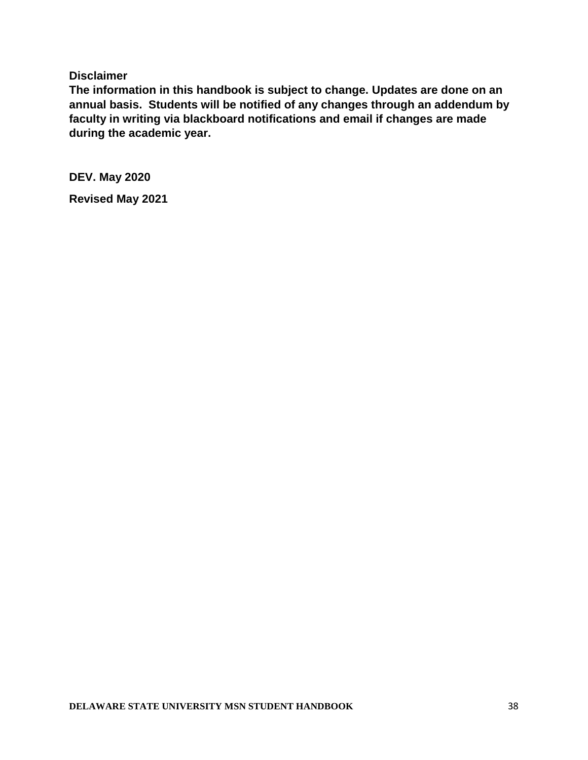**Disclaimer**

**The information in this handbook is subject to change. Updates are done on an annual basis. Students will be notified of any changes through an addendum by faculty in writing via blackboard notifications and email if changes are made during the academic year.**

**DEV. May 2020**

**Revised May 2021**